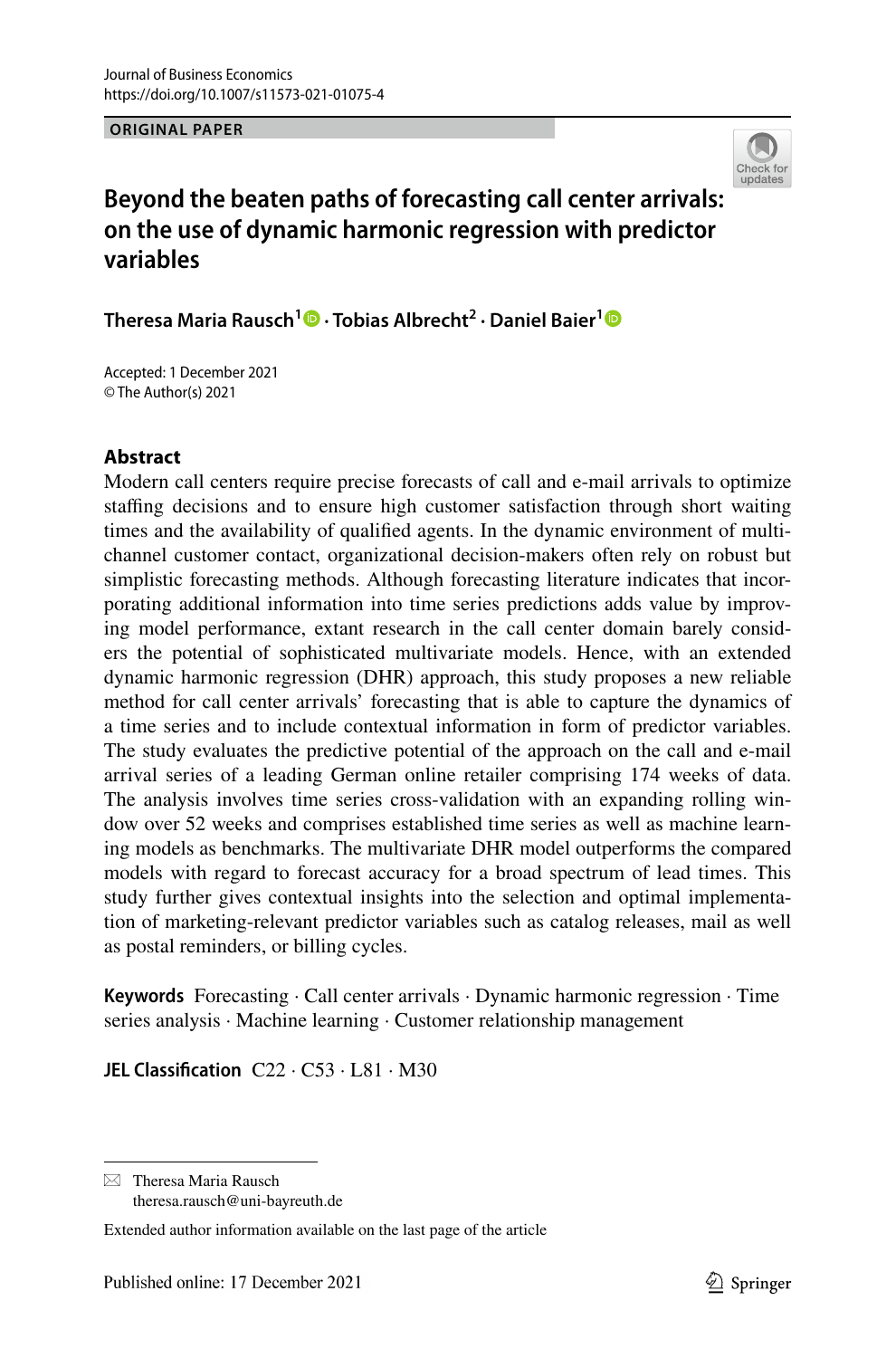ORIGINAL PAPER

# Beyond the beaten paths of forecasting call center arrivals: on the use of dynamic harmonic regression with predictor variables

**Theresa Maria Rausch[1] · Tobias Albrecht[2] · Daniel Baier[1]**

Accepted: 1 December 2021
© The Author(s) 2021

## Abstract

Modern call centers require precise forecasts of call and e-mail arrivals to optimize staffing decisions and to ensure high customer satisfaction through short waiting times and the availability of qualified agents. In the dynamic environment of multi-channel customer contact, organizational decision-makers often rely on robust but simplistic forecasting methods. Although forecasting literature indicates that incorporating additional information into time series predictions adds value by improving model performance, extant research in the call center domain barely considers the potential of sophisticated multivariate models. Hence, with an extended dynamic harmonic regression (DHR) approach, this study proposes a new reliable method for call center arrivals' forecasting that is able to capture the dynamics of a time series and to include contextual information in form of predictor variables. The study evaluates the predictive potential of the approach on the call and e-mail arrival series of a leading German online retailer comprising 174 weeks of data. The analysis involves time series cross-validation with an expanding rolling window over 52 weeks and comprises established time series as well as machine learning models as benchmarks. The multivariate DHR model outperforms the compared models with regard to forecast accuracy for a broad spectrum of lead times. This study further gives contextual insights into the selection and optimal implementation of marketing-relevant predictor variables such as catalog releases, mail as well as postal reminders, or billing cycles.

**Keywords** Forecasting · Call center arrivals · Dynamic harmonic regression · Time series analysis · Machine learning · Customer relationship management

**JEL Classification** C22 · C53 · L81 · M30

---

✉ Theresa Maria Rausch
theresa.rausch@uni-bayreuth.de

Extended author information available on the last page of the article

Published online: 17 December 2021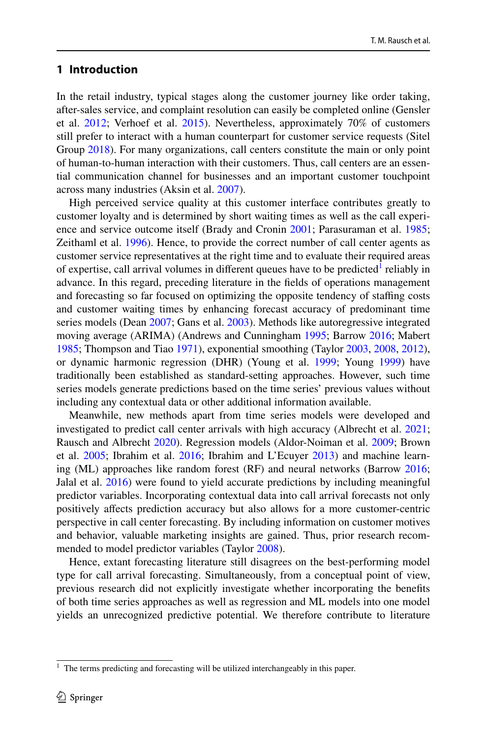## 1 Introduction

In the retail industry, typical stages along the customer journey like order taking, after-sales service, and complaint resolution can easily be completed online (Gensler et al. 2012; Verhoef et al. 2015). Nevertheless, approximately 70% of customers still prefer to interact with a human counterpart for customer service requests (Sitel Group 2018). For many organizations, call centers constitute the main or only point of human-to-human interaction with their customers. Thus, call centers are an essential communication channel for businesses and an important customer touchpoint across many industries (Aksin et al. 2007).

High perceived service quality at this customer interface contributes greatly to customer loyalty and is determined by short waiting times as well as the call experience and service outcome itself (Brady and Cronin 2001; Parasuraman et al. 1985; Zeithaml et al. 1996). Hence, to provide the correct number of call center agents as customer service representatives at the right time and to evaluate their required areas of expertise, call arrival volumes in different queues have to be predicted[1] reliably in advance. In this regard, preceding literature in the fields of operations management and forecasting so far focused on optimizing the opposite tendency of staffing costs and customer waiting times by enhancing forecast accuracy of predominant time series models (Dean 2007; Gans et al. 2003). Methods like autoregressive integrated moving average (ARIMA) (Andrews and Cunningham 1995; Barrow 2016; Mabert 1985; Thompson and Tiao 1971), exponential smoothing (Taylor 2003, 2008, 2012), or dynamic harmonic regression (DHR) (Young et al. 1999; Young 1999) have traditionally been established as standard-setting approaches. However, such time series models generate predictions based on the time series' previous values without including any contextual data or other additional information available.

Meanwhile, new methods apart from time series models were developed and investigated to predict call center arrivals with high accuracy (Albrecht et al. 2021; Rausch and Albrecht 2020). Regression models (Aldor-Noiman et al. 2009; Brown et al. 2005; Ibrahim et al. 2016; Ibrahim and L'Ecuyer 2013) and machine learning (ML) approaches like random forest (RF) and neural networks (Barrow 2016; Jalal et al. 2016) were found to yield accurate predictions by including meaningful predictor variables. Incorporating contextual data into call arrival forecasts not only positively affects prediction accuracy but also allows for a more customer-centric perspective in call center forecasting. By including information on customer motives and behavior, valuable marketing insights are gained. Thus, prior research recommended to model predictor variables (Taylor 2008).

Hence, extant forecasting literature still disagrees on the best-performing model type for call arrival forecasting. Simultaneously, from a conceptual point of view, previous research did not explicitly investigate whether incorporating the benefits of both time series approaches as well as regression and ML models into one model yields an unrecognized predictive potential. We therefore contribute to literature

[1] The terms predicting and forecasting will be utilized interchangeably in this paper.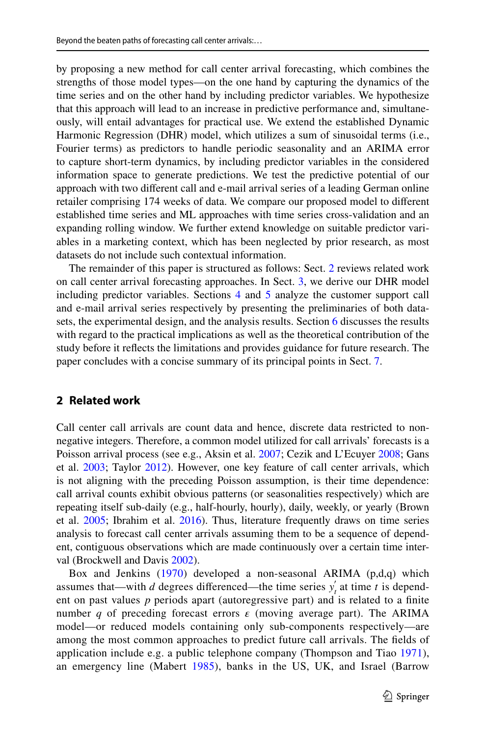by proposing a new method for call center arrival forecasting, which combines the strengths of those model types—on the one hand by capturing the dynamics of the time series and on the other hand by including predictor variables. We hypothesize that this approach will lead to an increase in predictive performance and, simultaneously, will entail advantages for practical use. We extend the established Dynamic Harmonic Regression (DHR) model, which utilizes a sum of sinusoidal terms (i.e., Fourier terms) as predictors to handle periodic seasonality and an ARIMA error to capture short-term dynamics, by including predictor variables in the considered information space to generate predictions. We test the predictive potential of our approach with two different call and e-mail arrival series of a leading German online retailer comprising 174 weeks of data. We compare our proposed model to different established time series and ML approaches with time series cross-validation and an expanding rolling window. We further extend knowledge on suitable predictor variables in a marketing context, which has been neglected by prior research, as most datasets do not include such contextual information.

The remainder of this paper is structured as follows: Sect. 2 reviews related work on call center arrival forecasting approaches. In Sect. 3, we derive our DHR model including predictor variables. Sections 4 and 5 analyze the customer support call and e-mail arrival series respectively by presenting the preliminaries of both datasets, the experimental design, and the analysis results. Section 6 discusses the results with regard to the practical implications as well as the theoretical contribution of the study before it reflects the limitations and provides guidance for future research. The paper concludes with a concise summary of its principal points in Sect. 7.

## 2 Related work

Call center call arrivals are count data and hence, discrete data restricted to non-negative integers. Therefore, a common model utilized for call arrivals' forecasts is a Poisson arrival process (see e.g., Aksin et al. 2007; Cezik and L'Ecuyer 2008; Gans et al. 2003; Taylor 2012). However, one key feature of call center arrivals, which is not aligning with the preceding Poisson assumption, is their time dependence: call arrival counts exhibit obvious patterns (or seasonalities respectively) which are repeating itself sub-daily (e.g., half-hourly, hourly), daily, weekly, or yearly (Brown et al. 2005; Ibrahim et al. 2016). Thus, literature frequently draws on time series analysis to forecast call center arrivals assuming them to be a sequence of dependent, contiguous observations which are made continuously over a certain time interval (Brockwell and Davis 2002).

Box and Jenkins (1970) developed a non-seasonal ARIMA (p,d,q) which assumes that—with $d$ degrees differenced—the time series $y_t'$ at time $t$ is dependent on past values $p$ periods apart (autoregressive part) and is related to a finite number $q$ of preceding forecast errors $\varepsilon$ (moving average part). The ARIMA model—or reduced models containing only sub-components respectively—are among the most common approaches to predict future call arrivals. The fields of application include e.g. a public telephone company (Thompson and Tiao 1971), an emergency line (Mabert 1985), banks in the US, UK, and Israel (Barrow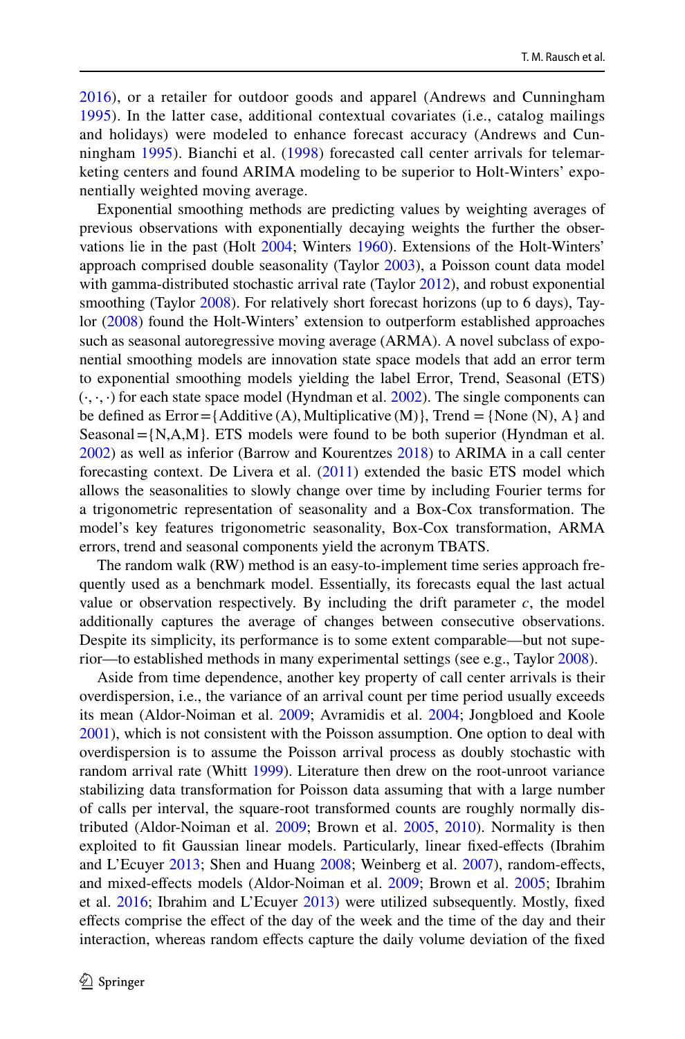2016), or a retailer for outdoor goods and apparel (Andrews and Cunningham 1995). In the latter case, additional contextual covariates (i.e., catalog mailings and holidays) were modeled to enhance forecast accuracy (Andrews and Cunningham 1995). Bianchi et al. (1998) forecasted call center arrivals for telemarketing centers and found ARIMA modeling to be superior to Holt-Winters' exponentially weighted moving average.

Exponential smoothing methods are predicting values by weighting averages of previous observations with exponentially decaying weights the further the observations lie in the past (Holt 2004; Winters 1960). Extensions of the Holt-Winters' approach comprised double seasonality (Taylor 2003), a Poisson count data model with gamma-distributed stochastic arrival rate (Taylor 2012), and robust exponential smoothing (Taylor 2008). For relatively short forecast horizons (up to 6 days), Taylor (2008) found the Holt-Winters' extension to outperform established approaches such as seasonal autoregressive moving average (ARMA). A novel subclass of exponential smoothing models are innovation state space models that add an error term to exponential smoothing models yielding the label Error, Trend, Seasonal (ETS) $(\cdot, \cdot, \cdot)$ for each state space model (Hyndman et al. 2002). The single components can be defined as Error = {Additive (A), Multiplicative (M)}, Trend = {None (N), A} and Seasonal = {N,A,M}. ETS models were found to be both superior (Hyndman et al. 2002) as well as inferior (Barrow and Kourentzes 2018) to ARIMA in a call center forecasting context. De Livera et al. (2011) extended the basic ETS model which allows the seasonalities to slowly change over time by including Fourier terms for a trigonometric representation of seasonality and a Box-Cox transformation. The model's key features trigonometric seasonality, Box-Cox transformation, ARMA errors, trend and seasonal components yield the acronym TBATS.

The random walk (RW) method is an easy-to-implement time series approach frequently used as a benchmark model. Essentially, its forecasts equal the last actual value or observation respectively. By including the drift parameter $c$, the model additionally captures the average of changes between consecutive observations. Despite its simplicity, its performance is to some extent comparable—but not superior—to established methods in many experimental settings (see e.g., Taylor 2008).

Aside from time dependence, another key property of call center arrivals is their overdispersion, i.e., the variance of an arrival count per time period usually exceeds its mean (Aldor-Noiman et al. 2009; Avramidis et al. 2004; Jongbloed and Koole 2001), which is not consistent with the Poisson assumption. One option to deal with overdispersion is to assume the Poisson arrival process as doubly stochastic with random arrival rate (Whitt 1999). Literature then drew on the root-unroot variance stabilizing data transformation for Poisson data assuming that with a large number of calls per interval, the square-root transformed counts are roughly normally distributed (Aldor-Noiman et al. 2009; Brown et al. 2005, 2010). Normality is then exploited to fit Gaussian linear models. Particularly, linear fixed-effects (Ibrahim and L'Ecuyer 2013; Shen and Huang 2008; Weinberg et al. 2007), random-effects, and mixed-effects models (Aldor-Noiman et al. 2009; Brown et al. 2005; Ibrahim et al. 2016; Ibrahim and L'Ecuyer 2013) were utilized subsequently. Mostly, fixed effects comprise the effect of the day of the week and the time of the day and their interaction, whereas random effects capture the daily volume deviation of the fixed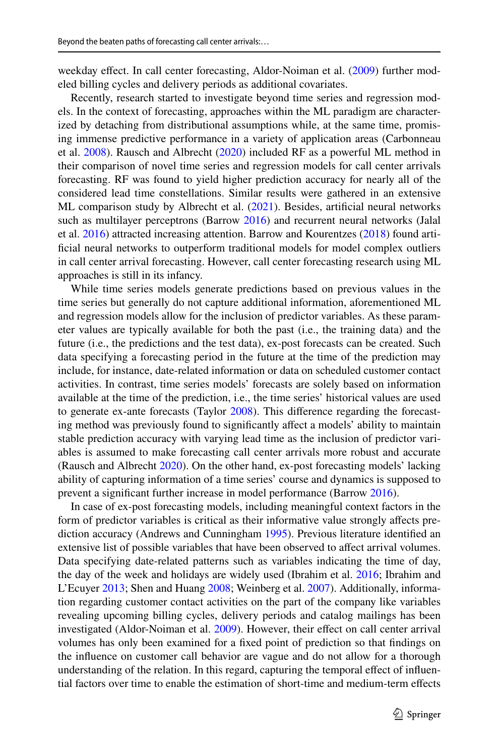weekday effect. In call center forecasting, Aldor-Noiman et al. (2009) further modeled billing cycles and delivery periods as additional covariates.

Recently, research started to investigate beyond time series and regression models. In the context of forecasting, approaches within the ML paradigm are characterized by detaching from distributional assumptions while, at the same time, promising immense predictive performance in a variety of application areas (Carbonneau et al. 2008). Rausch and Albrecht (2020) included RF as a powerful ML method in their comparison of novel time series and regression models for call center arrivals forecasting. RF was found to yield higher prediction accuracy for nearly all of the considered lead time constellations. Similar results were gathered in an extensive ML comparison study by Albrecht et al. (2021). Besides, artificial neural networks such as multilayer perceptrons (Barrow 2016) and recurrent neural networks (Jalal et al. 2016) attracted increasing attention. Barrow and Kourentzes (2018) found artificial neural networks to outperform traditional models for model complex outliers in call center arrival forecasting. However, call center forecasting research using ML approaches is still in its infancy.

While time series models generate predictions based on previous values in the time series but generally do not capture additional information, aforementioned ML and regression models allow for the inclusion of predictor variables. As these parameter values are typically available for both the past (i.e., the training data) and the future (i.e., the predictions and the test data), ex-post forecasts can be created. Such data specifying a forecasting period in the future at the time of the prediction may include, for instance, date-related information or data on scheduled customer contact activities. In contrast, time series models' forecasts are solely based on information available at the time of the prediction, i.e., the time series' historical values are used to generate ex-ante forecasts (Taylor 2008). This difference regarding the forecasting method was previously found to significantly affect a models' ability to maintain stable prediction accuracy with varying lead time as the inclusion of predictor variables is assumed to make forecasting call center arrivals more robust and accurate (Rausch and Albrecht 2020). On the other hand, ex-post forecasting models' lacking ability of capturing information of a time series' course and dynamics is supposed to prevent a significant further increase in model performance (Barrow 2016).

In case of ex-post forecasting models, including meaningful context factors in the form of predictor variables is critical as their informative value strongly affects prediction accuracy (Andrews and Cunningham 1995). Previous literature identified an extensive list of possible variables that have been observed to affect arrival volumes. Data specifying date-related patterns such as variables indicating the time of day, the day of the week and holidays are widely used (Ibrahim et al. 2016; Ibrahim and L'Ecuyer 2013; Shen and Huang 2008; Weinberg et al. 2007). Additionally, information regarding customer contact activities on the part of the company like variables revealing upcoming billing cycles, delivery periods and catalog mailings has been investigated (Aldor-Noiman et al. 2009). However, their effect on call center arrival volumes has only been examined for a fixed point of prediction so that findings on the influence on customer call behavior are vague and do not allow for a thorough understanding of the relation. In this regard, capturing the temporal effect of influential factors over time to enable the estimation of short-time and medium-term effects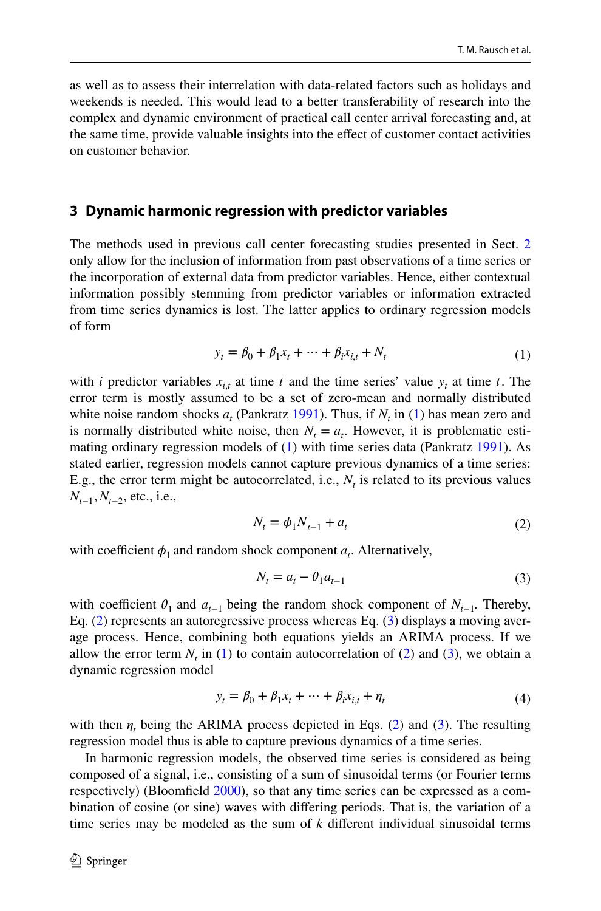as well as to assess their interrelation with data-related factors such as holidays and weekends is needed. This would lead to a better transferability of research into the complex and dynamic environment of practical call center arrival forecasting and, at the same time, provide valuable insights into the effect of customer contact activities on customer behavior.

## 3 Dynamic harmonic regression with predictor variables

The methods used in previous call center forecasting studies presented in Sect. 2 only allow for the inclusion of information from past observations of a time series or the incorporation of external data from predictor variables. Hence, either contextual information possibly stemming from predictor variables or information extracted from time series dynamics is lost. The latter applies to ordinary regression models of form

$$y_t = \beta_0 + \beta_1 x_t + \cdots + \beta_i x_{i,t} + N_t \tag{1}$$

with $i$ predictor variables $x_{i,t}$ at time $t$ and the time series' value $y_t$ at time $t$. The error term is mostly assumed to be a set of zero-mean and normally distributed white noise random shocks $a_t$ (Pankratz 1991). Thus, if $N_t$ in (1) has mean zero and is normally distributed white noise, then $N_t = a_t$. However, it is problematic estimating ordinary regression models of (1) with time series data (Pankratz 1991). As stated earlier, regression models cannot capture previous dynamics of a time series: E.g., the error term might be autocorrelated, i.e., $N_t$ is related to its previous values $N_{t-1}, N_{t-2}$, etc., i.e.,

$$N_t = \phi_1 N_{t-1} + a_t \tag{2}$$

with coefficient $\phi_1$ and random shock component $a_t$. Alternatively,

$$N_t = a_t - \theta_1 a_{t-1} \tag{3}$$

with coefficient $\theta_1$ and $a_{t-1}$ being the random shock component of $N_{t-1}$. Thereby, Eq. (2) represents an autoregressive process whereas Eq. (3) displays a moving average process. Hence, combining both equations yields an ARIMA process. If we allow the error term $N_t$ in (1) to contain autocorrelation of (2) and (3), we obtain a dynamic regression model

$$y_t = \beta_0 + \beta_1 x_t + \cdots + \beta_i x_{i,t} + \eta_t \tag{4}$$

with then $\eta_t$ being the ARIMA process depicted in Eqs. (2) and (3). The resulting regression model thus is able to capture previous dynamics of a time series.

In harmonic regression models, the observed time series is considered as being composed of a signal, i.e., consisting of a sum of sinusoidal terms (or Fourier terms respectively) (Bloomfield 2000), so that any time series can be expressed as a combination of cosine (or sine) waves with differing periods. That is, the variation of a time series may be modeled as the sum of $k$ different individual sinusoidal terms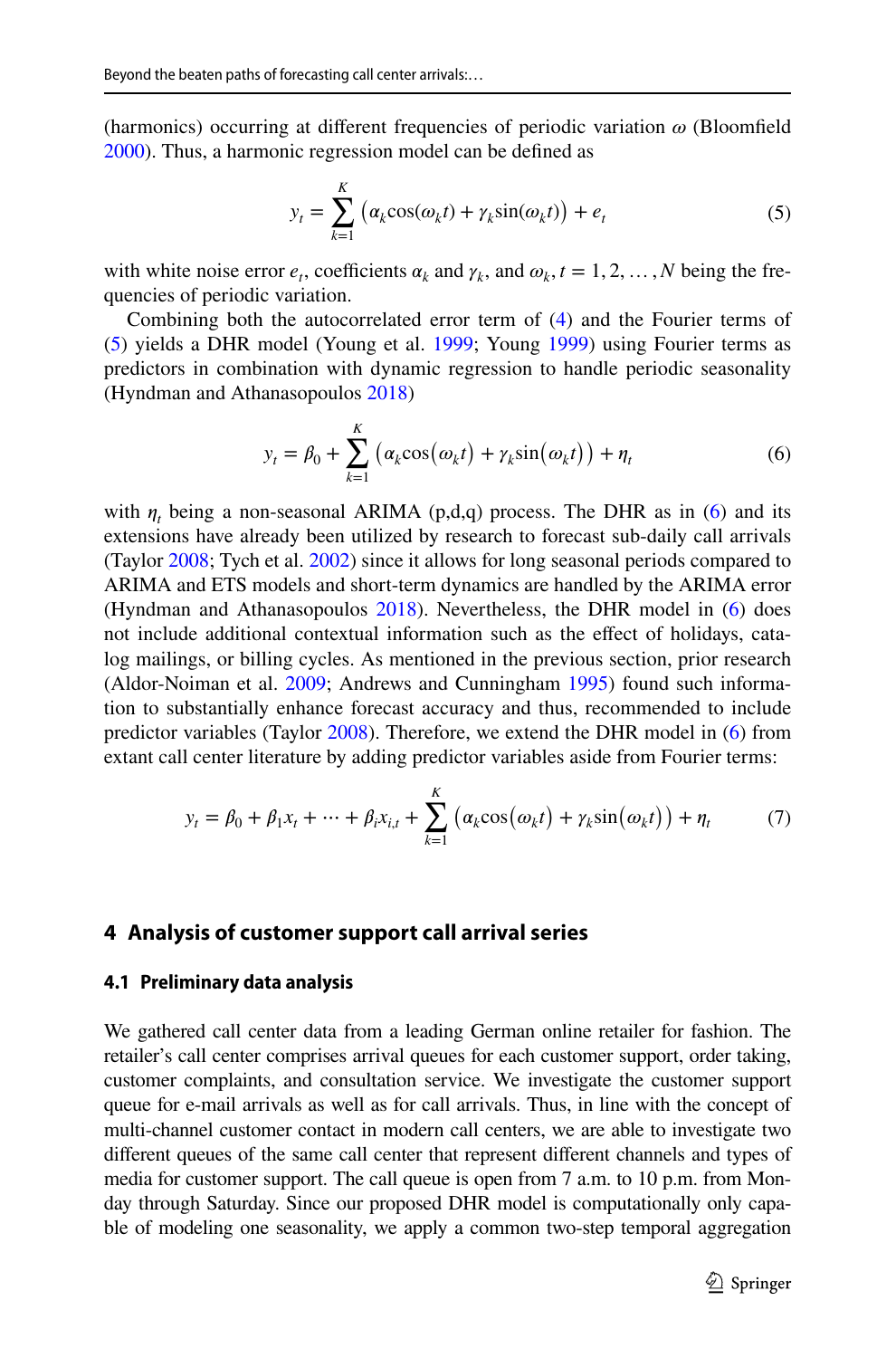(harmonics) occurring at different frequencies of periodic variation $\omega$ (Bloomfield 2000). Thus, a harmonic regression model can be defined as

$$y_t = \sum_{k=1}^{K} \left( \alpha_k \cos(\omega_k t) + \gamma_k \sin(\omega_k t) \right) + e_t \tag{5}$$

with white noise error $e_t$, coefficients $\alpha_k$ and $\gamma_k$, and $\omega_k, t = 1, 2, \ldots, N$ being the frequencies of periodic variation.

Combining both the autocorrelated error term of (4) and the Fourier terms of (5) yields a DHR model (Young et al. 1999; Young 1999) using Fourier terms as predictors in combination with dynamic regression to handle periodic seasonality (Hyndman and Athanasopoulos 2018)

$$y_t = \beta_0 + \sum_{k=1}^{K} \left( \alpha_k \cos\left(\omega_k t\right) + \gamma_k \sin\left(\omega_k t\right) \right) + \eta_t \tag{6}$$

with $\eta_t$ being a non-seasonal ARIMA (p,d,q) process. The DHR as in (6) and its extensions have already been utilized by research to forecast sub-daily call arrivals (Taylor 2008; Tych et al. 2002) since it allows for long seasonal periods compared to ARIMA and ETS models and short-term dynamics are handled by the ARIMA error (Hyndman and Athanasopoulos 2018). Nevertheless, the DHR model in (6) does not include additional contextual information such as the effect of holidays, catalog mailings, or billing cycles. As mentioned in the previous section, prior research (Aldor-Noiman et al. 2009; Andrews and Cunningham 1995) found such information to substantially enhance forecast accuracy and thus, recommended to include predictor variables (Taylor 2008). Therefore, we extend the DHR model in (6) from extant call center literature by adding predictor variables aside from Fourier terms:

$$y_t = \beta_0 + \beta_1 x_t + \cdots + \beta_i x_{i,t} + \sum_{k=1}^{K} \left( \alpha_k \cos\left(\omega_k t\right) + \gamma_k \sin\left(\omega_k t\right) \right) + \eta_t \tag{7}$$

## 4 Analysis of customer support call arrival series

### 4.1 Preliminary data analysis

We gathered call center data from a leading German online retailer for fashion. The retailer's call center comprises arrival queues for each customer support, order taking, customer complaints, and consultation service. We investigate the customer support queue for e-mail arrivals as well as for call arrivals. Thus, in line with the concept of multi-channel customer contact in modern call centers, we are able to investigate two different queues of the same call center that represent different channels and types of media for customer support. The call queue is open from 7 a.m. to 10 p.m. from Monday through Saturday. Since our proposed DHR model is computationally only capable of modeling one seasonality, we apply a common two-step temporal aggregation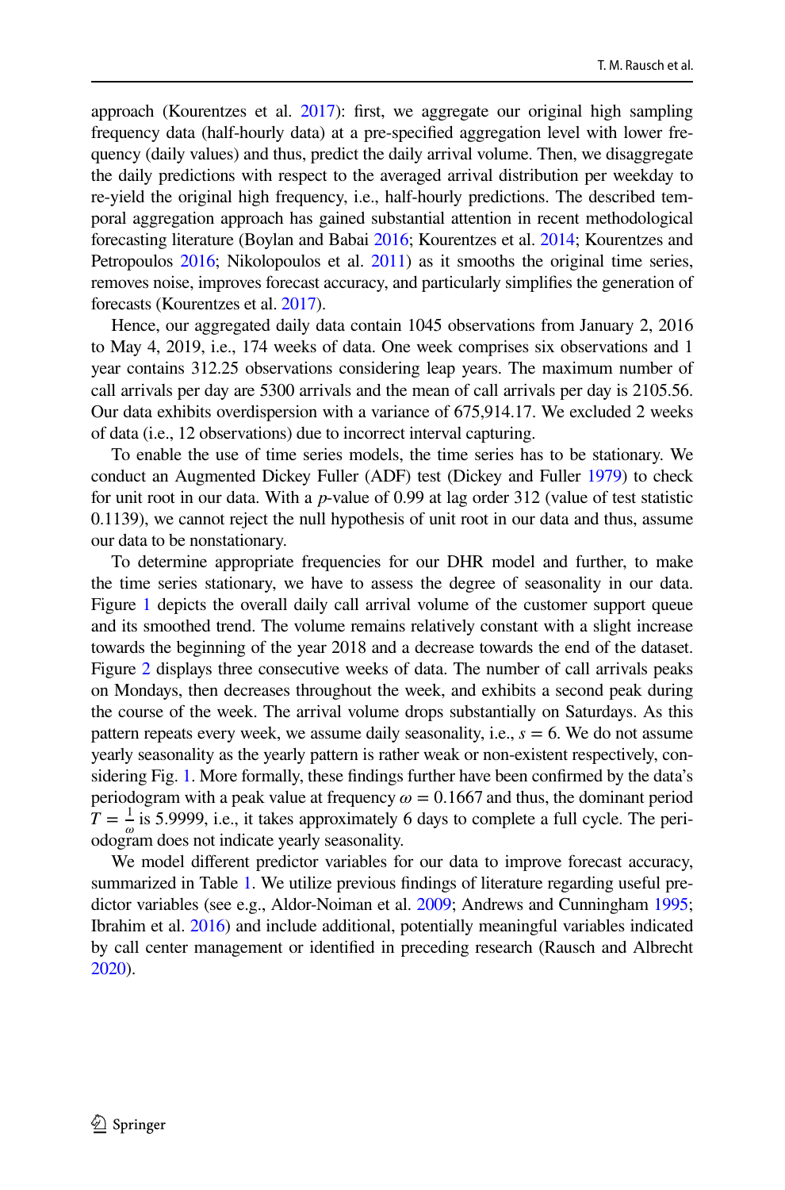approach (Kourentzes et al. 2017): first, we aggregate our original high sampling frequency data (half-hourly data) at a pre-specified aggregation level with lower frequency (daily values) and thus, predict the daily arrival volume. Then, we disaggregate the daily predictions with respect to the averaged arrival distribution per weekday to re-yield the original high frequency, i.e., half-hourly predictions. The described temporal aggregation approach has gained substantial attention in recent methodological forecasting literature (Boylan and Babai 2016; Kourentzes et al. 2014; Kourentzes and Petropoulos 2016; Nikolopoulos et al. 2011) as it smooths the original time series, removes noise, improves forecast accuracy, and particularly simplifies the generation of forecasts (Kourentzes et al. 2017).

Hence, our aggregated daily data contain 1045 observations from January 2, 2016 to May 4, 2019, i.e., 174 weeks of data. One week comprises six observations and 1 year contains 312.25 observations considering leap years. The maximum number of call arrivals per day are 5300 arrivals and the mean of call arrivals per day is 2105.56. Our data exhibits overdispersion with a variance of 675,914.17. We excluded 2 weeks of data (i.e., 12 observations) due to incorrect interval capturing.

To enable the use of time series models, the time series has to be stationary. We conduct an Augmented Dickey Fuller (ADF) test (Dickey and Fuller 1979) to check for unit root in our data. With a $p$-value of 0.99 at lag order 312 (value of test statistic 0.1139), we cannot reject the null hypothesis of unit root in our data and thus, assume our data to be nonstationary.

To determine appropriate frequencies for our DHR model and further, to make the time series stationary, we have to assess the degree of seasonality in our data. Figure 1 depicts the overall daily call arrival volume of the customer support queue and its smoothed trend. The volume remains relatively constant with a slight increase towards the beginning of the year 2018 and a decrease towards the end of the dataset. Figure 2 displays three consecutive weeks of data. The number of call arrivals peaks on Mondays, then decreases throughout the week, and exhibits a second peak during the course of the week. The arrival volume drops substantially on Saturdays. As this pattern repeats every week, we assume daily seasonality, i.e., $s = 6$. We do not assume yearly seasonality as the yearly pattern is rather weak or non-existent respectively, considering Fig. 1. More formally, these findings further have been confirmed by the data's periodogram with a peak value at frequency $\omega = 0.1667$ and thus, the dominant period $T = \frac{1}{\omega}$ is 5.9999, i.e., it takes approximately 6 days to complete a full cycle. The periodogram does not indicate yearly seasonality.

We model different predictor variables for our data to improve forecast accuracy, summarized in Table 1. We utilize previous findings of literature regarding useful predictor variables (see e.g., Aldor-Noiman et al. 2009; Andrews and Cunningham 1995; Ibrahim et al. 2016) and include additional, potentially meaningful variables indicated by call center management or identified in preceding research (Rausch and Albrecht 2020).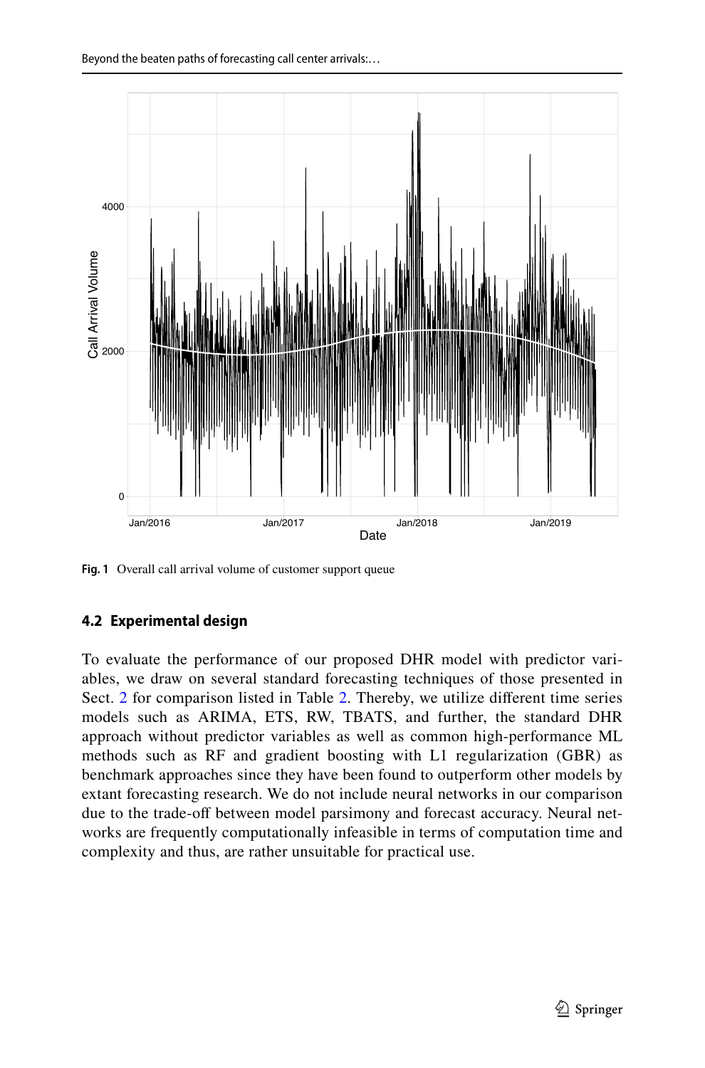Fig. 1 Overall call arrival volume of customer support queue

### 4.2 Experimental design

To evaluate the performance of our proposed DHR model with predictor variables, we draw on several standard forecasting techniques of those presented in Sect. 2 for comparison listed in Table 2. Thereby, we utilize different time series models such as ARIMA, ETS, RW, TBATS, and further, the standard DHR approach without predictor variables as well as common high-performance ML methods such as RF and gradient boosting with L1 regularization (GBR) as benchmark approaches since they have been found to outperform other models by extant forecasting research. We do not include neural networks in our comparison due to the trade-off between model parsimony and forecast accuracy. Neural networks are frequently computationally infeasible in terms of computation time and complexity and thus, are rather unsuitable for practical use.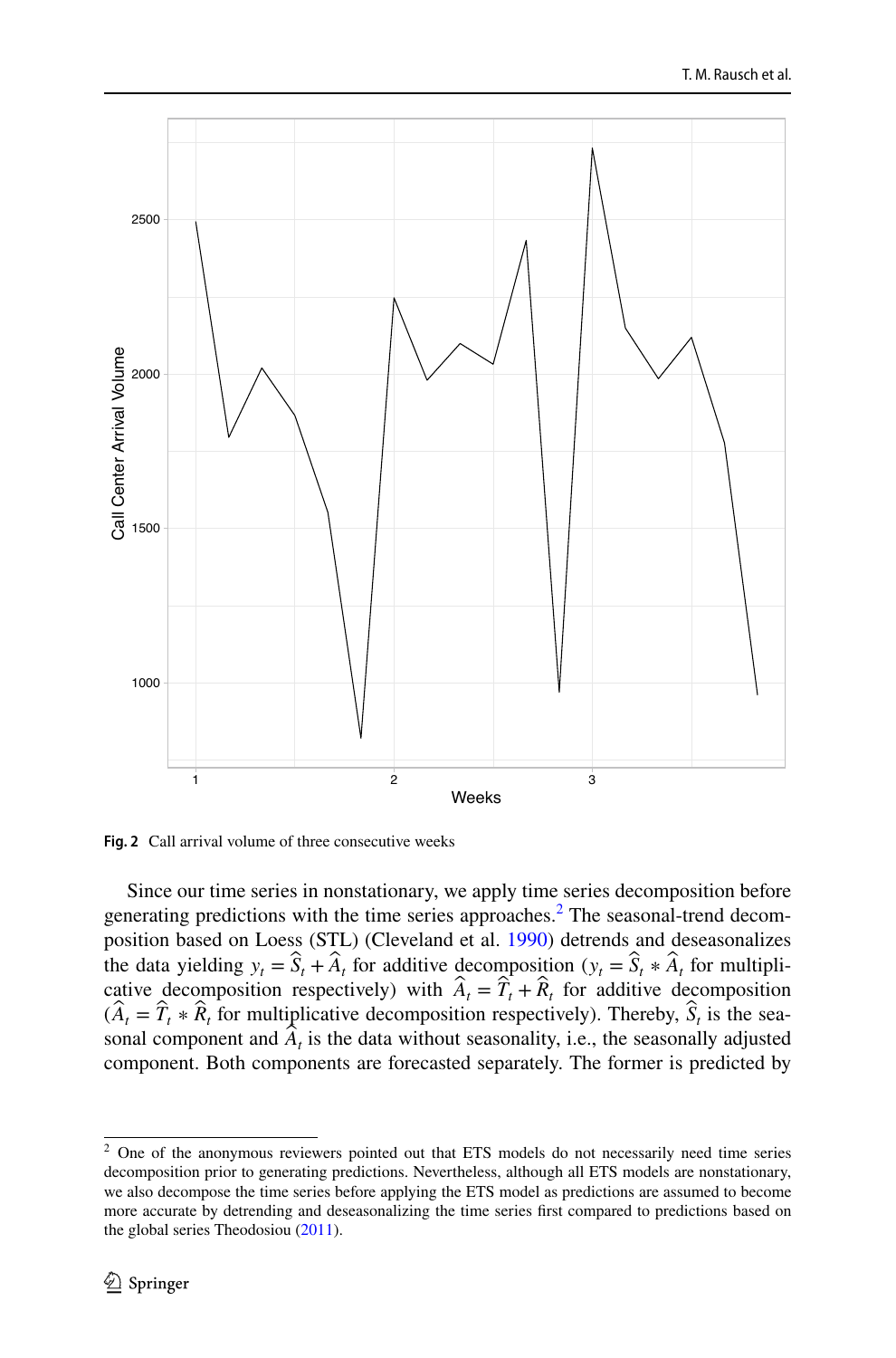Fig. 2 Call arrival volume of three consecutive weeks

Since our time series in nonstationary, we apply time series decomposition before generating predictions with the time series approaches.[2] The seasonal-trend decomposition based on Loess (STL) (Cleveland et al. 1990) detrends and deseasonalizes the data yielding $y_t = \widehat{S}_t + \widehat{A}_t$ for additive decomposition ($y_t = \widehat{S}_t * \widehat{A}_t$ for multiplicative decomposition respectively) with $\widehat{A}_t = \widehat{T}_t + \widehat{R}_t$ for additive decomposition ($\widehat{A}_t = \widehat{T}_t * \widehat{R}_t$ for multiplicative decomposition respectively). Thereby, $\widehat{S}_t$ is the seasonal component and $\widehat{A}_t$ is the data without seasonality, i.e., the seasonally adjusted component. Both components are forecasted separately. The former is predicted by

[2] One of the anonymous reviewers pointed out that ETS models do not necessarily need time series decomposition prior to generating predictions. Nevertheless, although all ETS models are nonstationary, we also decompose the time series before applying the ETS model as predictions are assumed to become more accurate by detrending and deseasonalizing the time series first compared to predictions based on the global series Theodosiou (2011).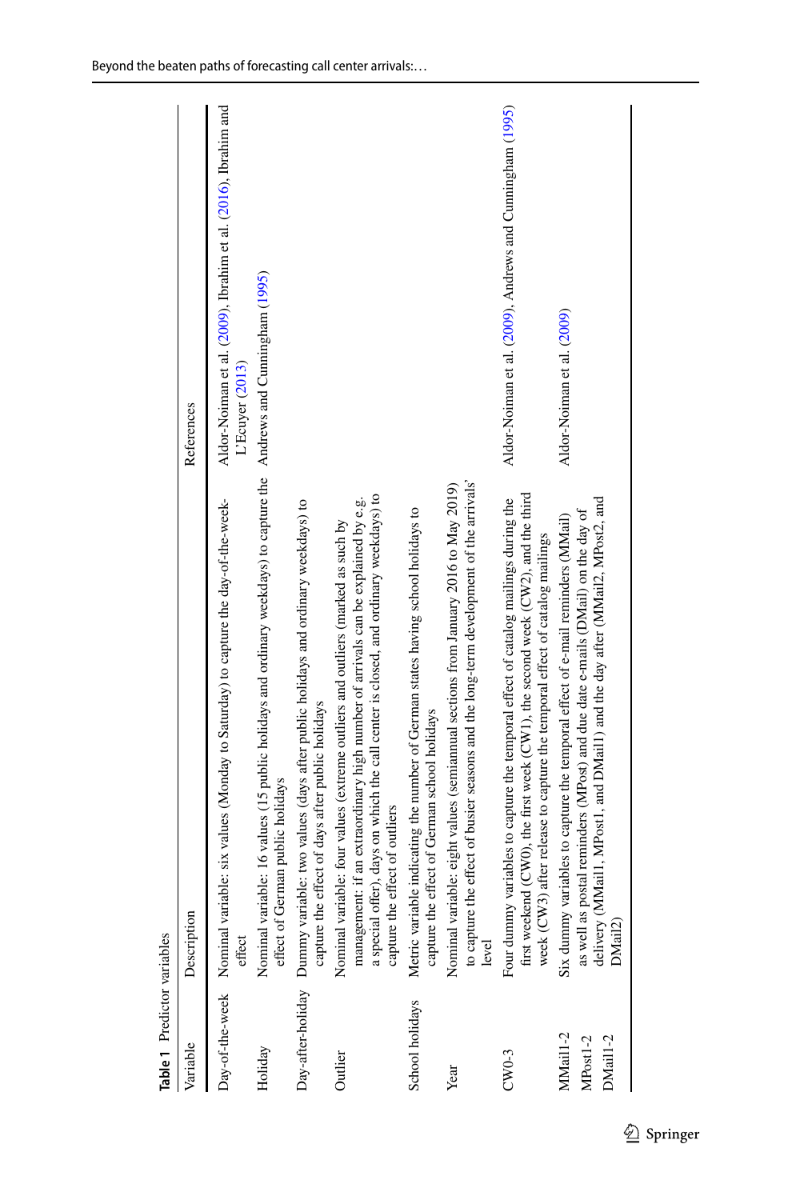**Table 1** Predictor variables

| Variable | Description | References |
|---|---|---|
| Day-of-the-week | Nominal variable: six values (Monday to Saturday) to capture the day-of-the-week-effect | Aldor-Noiman et al. (2009), Ibrahim et al. (2016), Ibrahim and L'Ecuyer (2013) |
| Holiday | Nominal variable: 16 values (15 public holidays and ordinary weekdays) to capture the effect of German public holidays | Andrews and Cunningham (1995) |
| Day-after-holiday | Dummy variable: two values (days after public holidays and ordinary weekdays) to capture the effect of days after public holidays | |
| Outlier | Nominal variable: four values (extreme outliers and outliers (marked as such by management: if an extraordinary high number of arrivals can be explained by e.g. a special offer), days on which the call center is closed, and ordinary weekdays) to capture the effect of outliers | |
| School holidays | Metric variable indicating the number of German states having school holidays to capture the effect of German school holidays | |
| Year | Nominal variable: eight values (semiannual sections from January 2016 to May 2019) to capture the effect of busier seasons and the long-term development of the arrivals' level | |
| CW0-3 | Four dummy variables to capture the temporal effect of catalog mailings during the first weekend (CW0), the first week (CW1), the second week (CW2), and the third week (CW3) after release to capture the temporal effect of catalog mailings | Aldor-Noiman et al. (2009), Andrews and Cunningham (1995) |
| MMail1-2 MPost1-2 DMail1-2 | Six dummy variables to capture the temporal effect of e-mail reminders (MMail) as well as postal reminders (MPost) and due date e-mails (DMail) on the day of delivery (MMail1, MPost1, and DMail1) and the day after (MMail2, MPost2, and DMail2) | Aldor-Noiman et al. (2009) |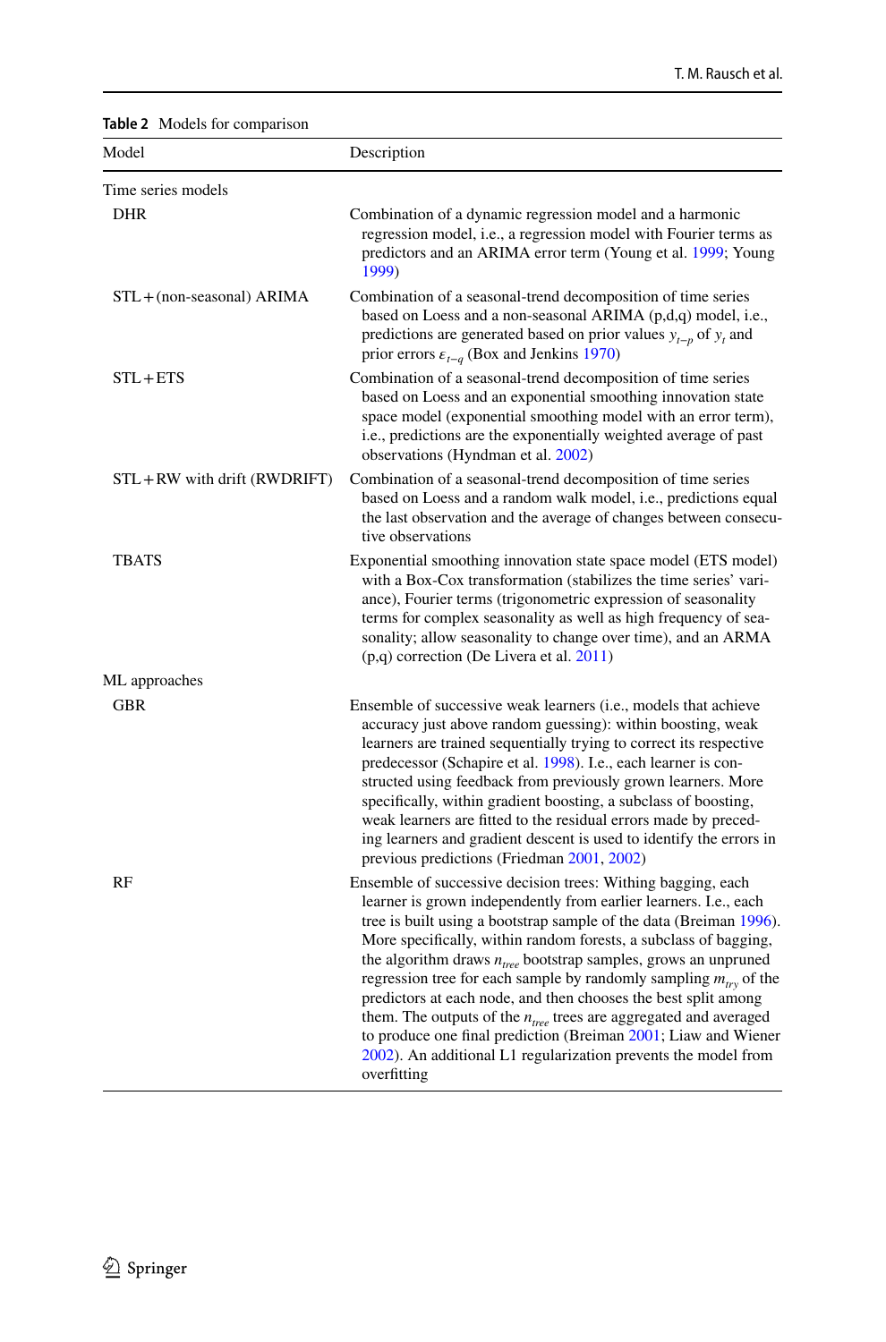**Table 2** Models for comparison

| Model | Description |
|---|---|
| Time series models | |
| DHR | Combination of a dynamic regression model and a harmonic regression model, i.e., a regression model with Fourier terms as predictors and an ARIMA error term (Young et al. 1999; Young 1999) |
| STL + (non-seasonal) ARIMA | Combination of a seasonal-trend decomposition of time series based on Loess and a non-seasonal ARIMA (p,d,q) model, i.e., predictions are generated based on prior values $y_{t-p}$ of $y_t$ and prior errors $\varepsilon_{t-q}$ (Box and Jenkins 1970) |
| STL + ETS | Combination of a seasonal-trend decomposition of time series based on Loess and an exponential smoothing innovation state space model (exponential smoothing model with an error term), i.e., predictions are the exponentially weighted average of past observations (Hyndman et al. 2002) |
| STL + RW with drift (RWDRIFT) | Combination of a seasonal-trend decomposition of time series based on Loess and a random walk model, i.e., predictions equal the last observation and the average of changes between consecutive observations |
| TBATS | Exponential smoothing innovation state space model (ETS model) with a Box-Cox transformation (stabilizes the time series' variance), Fourier terms (trigonometric expression of seasonality terms for complex seasonality as well as high frequency of seasonality; allow seasonality to change over time), and an ARMA (p,q) correction (De Livera et al. 2011) |
| ML approaches | |
| GBR | Ensemble of successive weak learners (i.e., models that achieve accuracy just above random guessing): within boosting, weak learners are trained sequentially trying to correct its respective predecessor (Schapire et al. 1998). I.e., each learner is constructed using feedback from previously grown learners. More specifically, within gradient boosting, a subclass of boosting, weak learners are fitted to the residual errors made by preceding learners and gradient descent is used to identify the errors in previous predictions (Friedman 2001, 2002) |
| RF | Ensemble of successive decision trees: Withing bagging, each learner is grown independently from earlier learners. I.e., each tree is built using a bootstrap sample of the data (Breiman 1996). More specifically, within random forests, a subclass of bagging, the algorithm draws $n_{tree}$ bootstrap samples, grows an unpruned regression tree for each sample by randomly sampling $m_{try}$ of the predictors at each node, and then chooses the best split among them. The outputs of the $n_{tree}$ trees are aggregated and averaged to produce one final prediction (Breiman 2001; Liaw and Wiener 2002). An additional L1 regularization prevents the model from overfitting |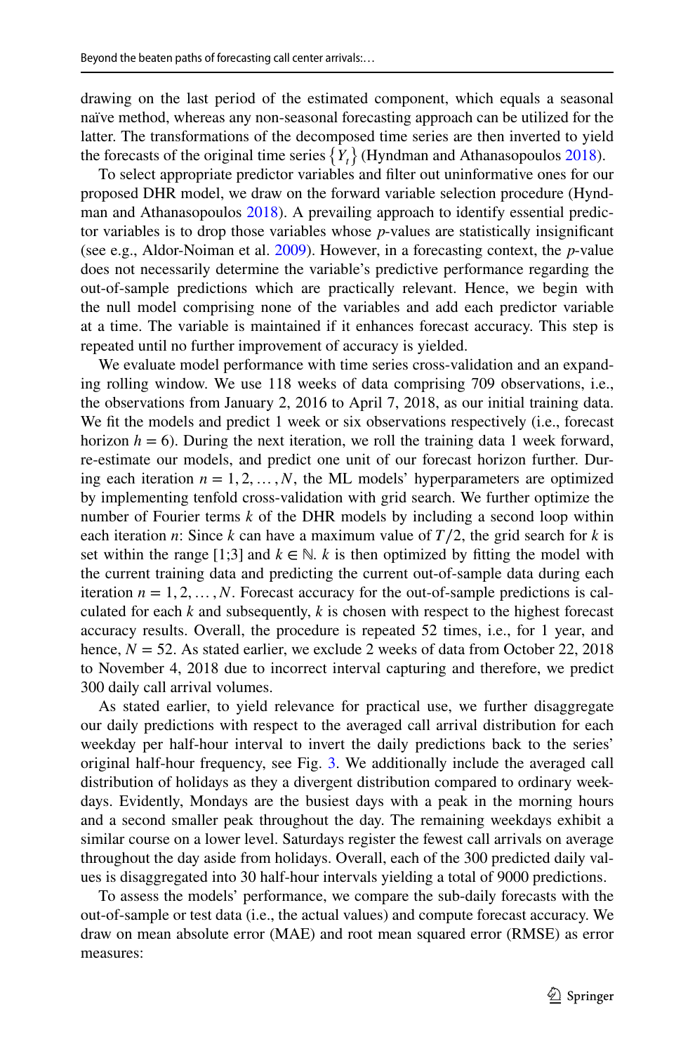drawing on the last period of the estimated component, which equals a seasonal naïve method, whereas any non-seasonal forecasting approach can be utilized for the latter. The transformations of the decomposed time series are then inverted to yield the forecasts of the original time series $\{Y_t\}$ (Hyndman and Athanasopoulos 2018).

To select appropriate predictor variables and filter out uninformative ones for our proposed DHR model, we draw on the forward variable selection procedure (Hyndman and Athanasopoulos 2018). A prevailing approach to identify essential predictor variables is to drop those variables whose *p*-values are statistically insignificant (see e.g., Aldor-Noiman et al. 2009). However, in a forecasting context, the *p*-value does not necessarily determine the variable's predictive performance regarding the out-of-sample predictions which are practically relevant. Hence, we begin with the null model comprising none of the variables and add each predictor variable at a time. The variable is maintained if it enhances forecast accuracy. This step is repeated until no further improvement of accuracy is yielded.

We evaluate model performance with time series cross-validation and an expanding rolling window. We use 118 weeks of data comprising 709 observations, i.e., the observations from January 2, 2016 to April 7, 2018, as our initial training data. We fit the models and predict 1 week or six observations respectively (i.e., forecast horizon $h = 6$). During the next iteration, we roll the training data 1 week forward, re-estimate our models, and predict one unit of our forecast horizon further. During each iteration $n = 1, 2, \ldots, N$, the ML models' hyperparameters are optimized by implementing tenfold cross-validation with grid search. We further optimize the number of Fourier terms $k$ of the DHR models by including a second loop within each iteration $n$: Since $k$ can have a maximum value of $T/2$, the grid search for $k$ is set within the range [1;3] and $k \in \mathbb{N}$. $k$ is then optimized by fitting the model with the current training data and predicting the current out-of-sample data during each iteration $n = 1, 2, \ldots, N$. Forecast accuracy for the out-of-sample predictions is calculated for each $k$ and subsequently, $k$ is chosen with respect to the highest forecast accuracy results. Overall, the procedure is repeated 52 times, i.e., for 1 year, and hence, $N = 52$. As stated earlier, we exclude 2 weeks of data from October 22, 2018 to November 4, 2018 due to incorrect interval capturing and therefore, we predict 300 daily call arrival volumes.

As stated earlier, to yield relevance for practical use, we further disaggregate our daily predictions with respect to the averaged call arrival distribution for each weekday per half-hour interval to invert the daily predictions back to the series' original half-hour frequency, see Fig. 3. We additionally include the averaged call distribution of holidays as they a divergent distribution compared to ordinary weekdays. Evidently, Mondays are the busiest days with a peak in the morning hours and a second smaller peak throughout the day. The remaining weekdays exhibit a similar course on a lower level. Saturdays register the fewest call arrivals on average throughout the day aside from holidays. Overall, each of the 300 predicted daily values is disaggregated into 30 half-hour intervals yielding a total of 9000 predictions.

To assess the models' performance, we compare the sub-daily forecasts with the out-of-sample or test data (i.e., the actual values) and compute forecast accuracy. We draw on mean absolute error (MAE) and root mean squared error (RMSE) as error measures: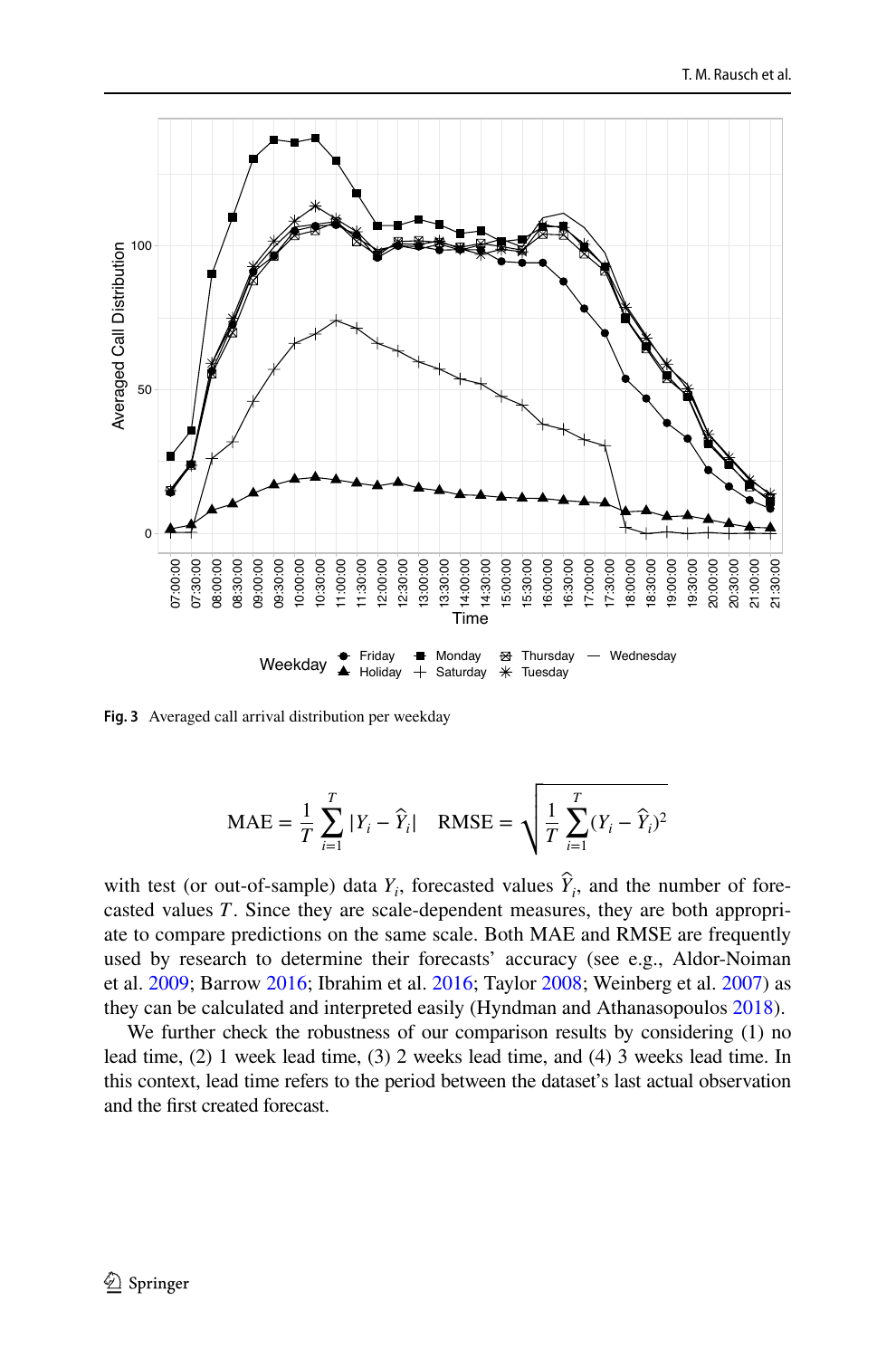Fig. 3 Averaged call arrival distribution per weekday

$$\mathrm{MAE} = \frac{1}{T}\sum_{i=1}^{T}|Y_i - \hat{Y}_i| \quad \mathrm{RMSE} = \sqrt{\frac{1}{T}\sum_{i=1}^{T}(Y_i - \hat{Y}_i)^2}$$

with test (or out-of-sample) data $Y_i$, forecasted values $\hat{Y}_i$, and the number of forecasted values $T$. Since they are scale-dependent measures, they are both appropriate to compare predictions on the same scale. Both MAE and RMSE are frequently used by research to determine their forecasts' accuracy (see e.g., Aldor-Noiman et al. 2009; Barrow 2016; Ibrahim et al. 2016; Taylor 2008; Weinberg et al. 2007) as they can be calculated and interpreted easily (Hyndman and Athanasopoulos 2018).

We further check the robustness of our comparison results by considering (1) no lead time, (2) 1 week lead time, (3) 2 weeks lead time, and (4) 3 weeks lead time. In this context, lead time refers to the period between the dataset's last actual observation and the first created forecast.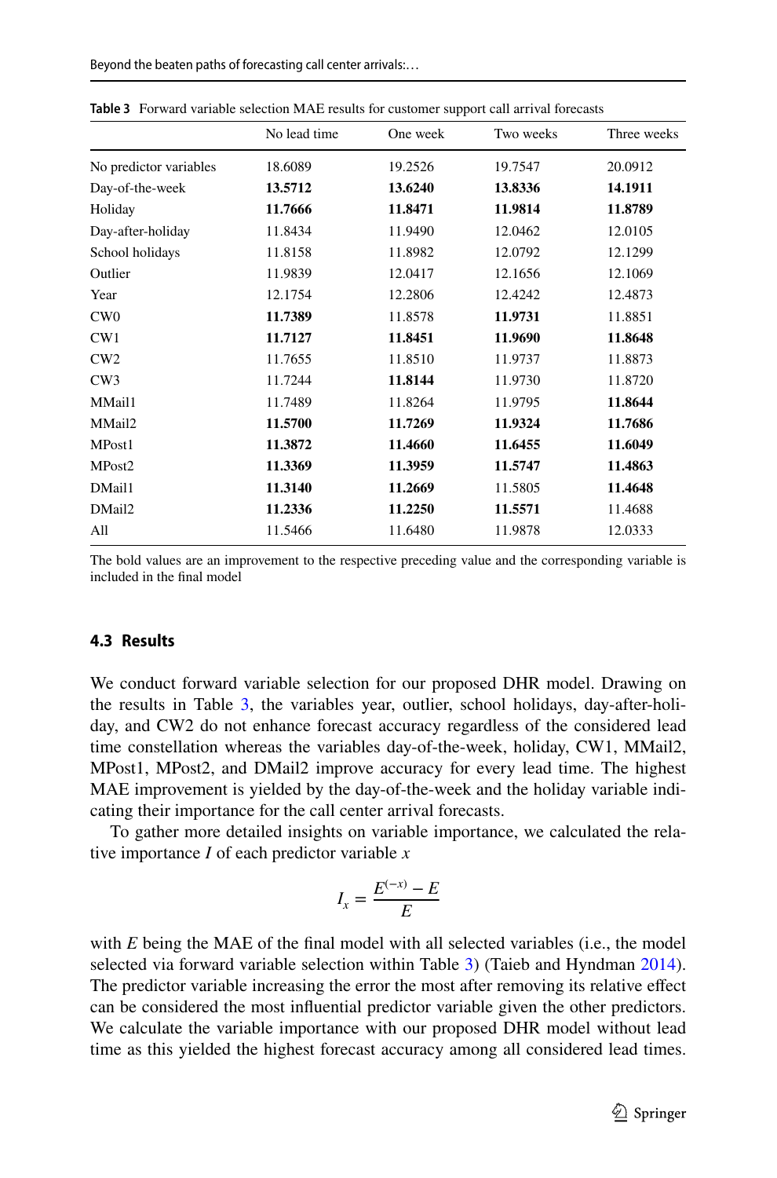**Table 3** Forward variable selection MAE results for customer support call arrival forecasts

| | No lead time | One week | Two weeks | Three weeks |
|---|---|---|---|---|
| No predictor variables | 18.6089 | 19.2526 | 19.7547 | 20.0912 |
| Day-of-the-week | **13.5712** | **13.6240** | **13.8336** | **14.1911** |
| Holiday | **11.7666** | **11.8471** | **11.9814** | **11.8789** |
| Day-after-holiday | 11.8434 | 11.9490 | 12.0462 | 12.0105 |
| School holidays | 11.8158 | 11.8982 | 12.0792 | 12.1299 |
| Outlier | 11.9839 | 12.0417 | 12.1656 | 12.1069 |
| Year | 12.1754 | 12.2806 | 12.4242 | 12.4873 |
| CW0 | **11.7389** | 11.8578 | **11.9731** | 11.8851 |
| CW1 | **11.7127** | **11.8451** | **11.9690** | **11.8648** |
| CW2 | 11.7655 | 11.8510 | 11.9737 | 11.8873 |
| CW3 | 11.7244 | **11.8144** | 11.9730 | 11.8720 |
| MMail1 | 11.7489 | 11.8264 | 11.9795 | **11.8644** |
| MMail2 | **11.5700** | **11.7269** | **11.9324** | **11.7686** |
| MPost1 | **11.3872** | **11.4660** | **11.6455** | **11.6049** |
| MPost2 | **11.3369** | **11.3959** | **11.5747** | **11.4863** |
| DMail1 | **11.3140** | **11.2669** | 11.5805 | **11.4648** |
| DMail2 | **11.2336** | **11.2250** | **11.5571** | 11.4688 |
| All | 11.5466 | 11.6480 | 11.9878 | 12.0333 |

The bold values are an improvement to the respective preceding value and the corresponding variable is included in the final model

### 4.3 Results

We conduct forward variable selection for our proposed DHR model. Drawing on the results in Table 3, the variables year, outlier, school holidays, day-after-holiday, and CW2 do not enhance forecast accuracy regardless of the considered lead time constellation whereas the variables day-of-the-week, holiday, CW1, MMail2, MPost1, MPost2, and DMail2 improve accuracy for every lead time. The highest MAE improvement is yielded by the day-of-the-week and the holiday variable indicating their importance for the call center arrival forecasts.

To gather more detailed insights on variable importance, we calculated the relative importance $I$ of each predictor variable $x$

$$I_x = \frac{E^{(-x)} - E}{E}$$

with $E$ being the MAE of the final model with all selected variables (i.e., the model selected via forward variable selection within Table 3) (Taieb and Hyndman 2014). The predictor variable increasing the error the most after removing its relative effect can be considered the most influential predictor variable given the other predictors. We calculate the variable importance with our proposed DHR model without lead time as this yielded the highest forecast accuracy among all considered lead times.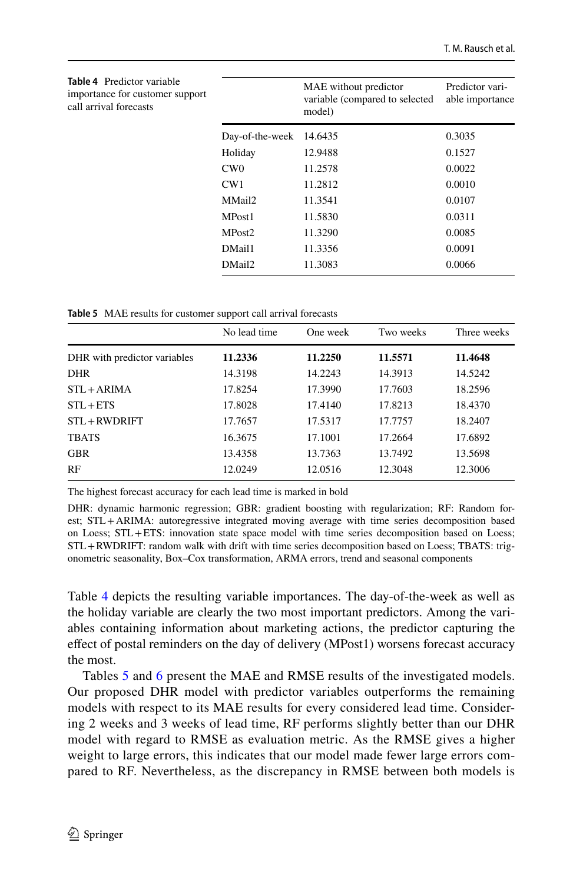**Table 4** Predictor variable importance for customer support call arrival forecasts

| | MAE without predictor variable (compared to selected model) | Predictor variable importance |
|---|---|---|
| Day-of-the-week | 14.6435 | 0.3035 |
| Holiday | 12.9488 | 0.1527 |
| CW0 | 11.2578 | 0.0022 |
| CW1 | 11.2812 | 0.0010 |
| MMail2 | 11.3541 | 0.0107 |
| MPost1 | 11.5830 | 0.0311 |
| MPost2 | 11.3290 | 0.0085 |
| DMail1 | 11.3356 | 0.0091 |
| DMail2 | 11.3083 | 0.0066 |

**Table 5** MAE results for customer support call arrival forecasts

| | No lead time | One week | Two weeks | Three weeks |
|---|---|---|---|---|
| DHR with predictor variables | **11.2336** | **11.2250** | **11.5571** | **11.4648** |
| DHR | 14.3198 | 14.2243 | 14.3913 | 14.5242 |
| STL + ARIMA | 17.8254 | 17.3990 | 17.7603 | 18.2596 |
| STL + ETS | 17.8028 | 17.4140 | 17.8213 | 18.4370 |
| STL + RWDRIFT | 17.7657 | 17.5317 | 17.7757 | 18.2407 |
| TBATS | 16.3675 | 17.1001 | 17.2664 | 17.6892 |
| GBR | 13.4358 | 13.7363 | 13.7492 | 13.5698 |
| RF | 12.0249 | 12.0516 | 12.3048 | 12.3006 |

The highest forecast accuracy for each lead time is marked in bold

DHR: dynamic harmonic regression; GBR: gradient boosting with regularization; RF: Random forest; STL + ARIMA: autoregressive integrated moving average with time series decomposition based on Loess; STL + ETS: innovation state space model with time series decomposition based on Loess; STL + RWDRIFT: random walk with drift with time series decomposition based on Loess; TBATS: trigonometric seasonality, Box–Cox transformation, ARMA errors, trend and seasonal components

Table 4 depicts the resulting variable importances. The day-of-the-week as well as the holiday variable are clearly the two most important predictors. Among the variables containing information about marketing actions, the predictor capturing the effect of postal reminders on the day of delivery (MPost1) worsens forecast accuracy the most.

Tables 5 and 6 present the MAE and RMSE results of the investigated models. Our proposed DHR model with predictor variables outperforms the remaining models with respect to its MAE results for every considered lead time. Considering 2 weeks and 3 weeks of lead time, RF performs slightly better than our DHR model with regard to RMSE as evaluation metric. As the RMSE gives a higher weight to large errors, this indicates that our model made fewer large errors compared to RF. Nevertheless, as the discrepancy in RMSE between both models is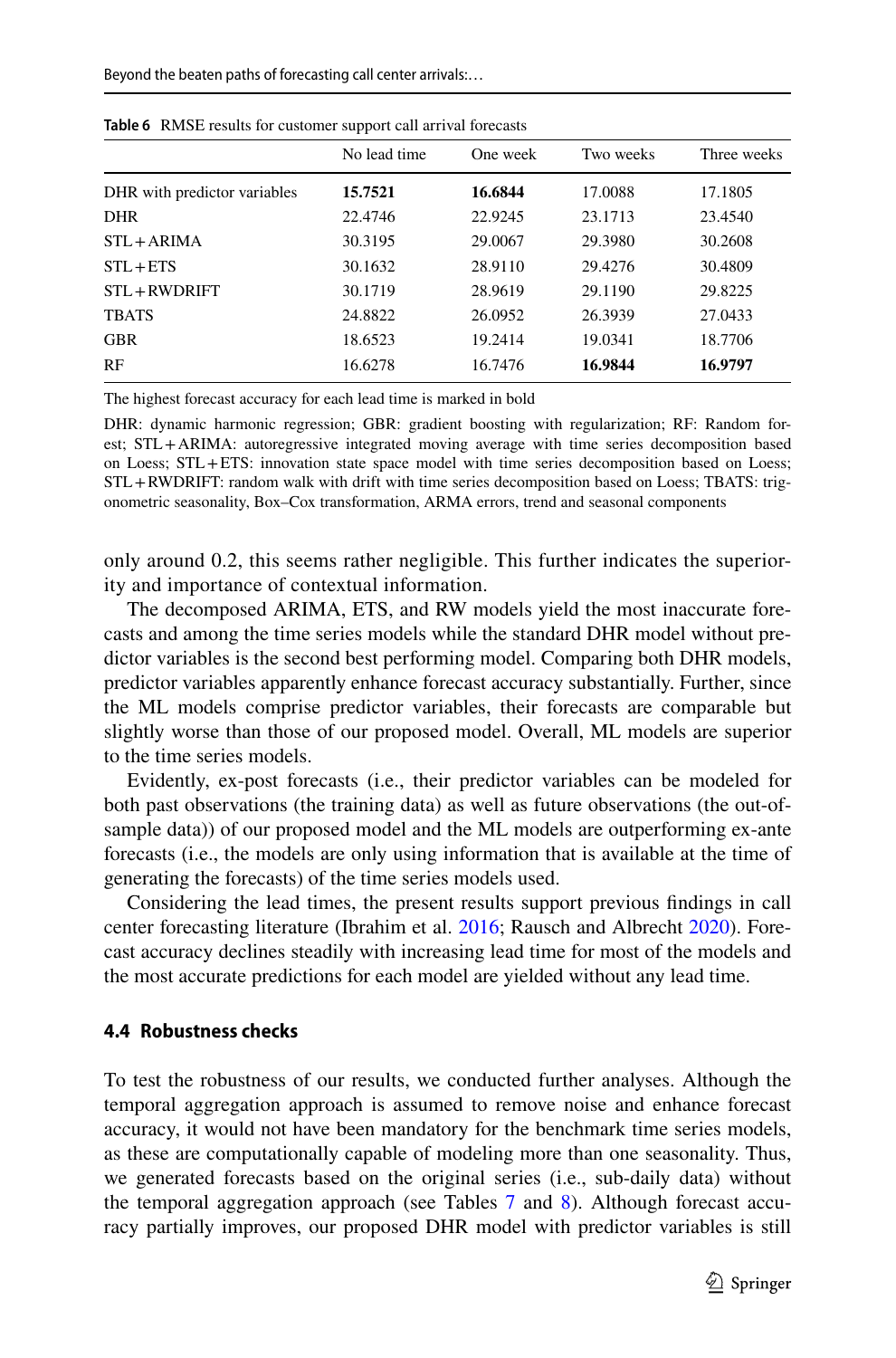**Table 6** RMSE results for customer support call arrival forecasts

| | No lead time | One week | Two weeks | Three weeks |
|---|---|---|---|---|
| DHR with predictor variables | **15.7521** | **16.6844** | 17.0088 | 17.1805 |
| DHR | 22.4746 | 22.9245 | 23.1713 | 23.4540 |
| STL + ARIMA | 30.3195 | 29.0067 | 29.3980 | 30.2608 |
| STL + ETS | 30.1632 | 28.9110 | 29.4276 | 30.4809 |
| STL + RWDRIFT | 30.1719 | 28.9619 | 29.1190 | 29.8225 |
| TBATS | 24.8822 | 26.0952 | 26.3939 | 27.0433 |
| GBR | 18.6523 | 19.2414 | 19.0341 | 18.7706 |
| RF | 16.6278 | 16.7476 | **16.9844** | **16.9797** |

The highest forecast accuracy for each lead time is marked in bold

DHR: dynamic harmonic regression; GBR: gradient boosting with regularization; RF: Random forest; STL + ARIMA: autoregressive integrated moving average with time series decomposition based on Loess; STL + ETS: innovation state space model with time series decomposition based on Loess; STL + RWDRIFT: random walk with drift with time series decomposition based on Loess; TBATS: trigonometric seasonality, Box–Cox transformation, ARMA errors, trend and seasonal components

only around 0.2, this seems rather negligible. This further indicates the superiority and importance of contextual information.

The decomposed ARIMA, ETS, and RW models yield the most inaccurate forecasts and among the time series models while the standard DHR model without predictor variables is the second best performing model. Comparing both DHR models, predictor variables apparently enhance forecast accuracy substantially. Further, since the ML models comprise predictor variables, their forecasts are comparable but slightly worse than those of our proposed model. Overall, ML models are superior to the time series models.

Evidently, ex-post forecasts (i.e., their predictor variables can be modeled for both past observations (the training data) as well as future observations (the out-of-sample data)) of our proposed model and the ML models are outperforming ex-ante forecasts (i.e., the models are only using information that is available at the time of generating the forecasts) of the time series models used.

Considering the lead times, the present results support previous findings in call center forecasting literature (Ibrahim et al. 2016; Rausch and Albrecht 2020). Forecast accuracy declines steadily with increasing lead time for most of the models and the most accurate predictions for each model are yielded without any lead time.

### 4.4 Robustness checks

To test the robustness of our results, we conducted further analyses. Although the temporal aggregation approach is assumed to remove noise and enhance forecast accuracy, it would not have been mandatory for the benchmark time series models, as these are computationally capable of modeling more than one seasonality. Thus, we generated forecasts based on the original series (i.e., sub-daily data) without the temporal aggregation approach (see Tables 7 and 8). Although forecast accuracy partially improves, our proposed DHR model with predictor variables is still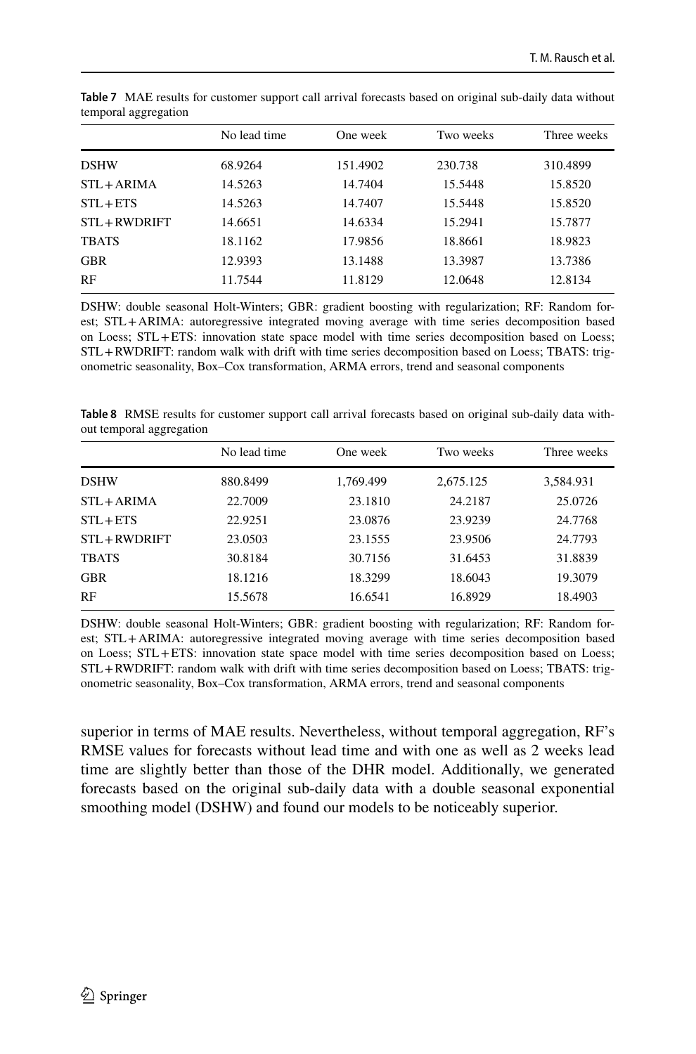**Table 7** MAE results for customer support call arrival forecasts based on original sub-daily data without temporal aggregation

| | No lead time | One week | Two weeks | Three weeks |
|---|---|---|---|---|
| DSHW | 68.9264 | 151.4902 | 230.738 | 310.4899 |
| STL + ARIMA | 14.5263 | 14.7404 | 15.5448 | 15.8520 |
| STL + ETS | 14.5263 | 14.7407 | 15.5448 | 15.8520 |
| STL + RWDRIFT | 14.6651 | 14.6334 | 15.2941 | 15.7877 |
| TBATS | 18.1162 | 17.9856 | 18.8661 | 18.9823 |
| GBR | 12.9393 | 13.1488 | 13.3987 | 13.7386 |
| RF | 11.7544 | 11.8129 | 12.0648 | 12.8134 |

DSHW: double seasonal Holt-Winters; GBR: gradient boosting with regularization; RF: Random forest; STL + ARIMA: autoregressive integrated moving average with time series decomposition based on Loess; STL + ETS: innovation state space model with time series decomposition based on Loess; STL + RWDRIFT: random walk with drift with time series decomposition based on Loess; TBATS: trigonometric seasonality, Box–Cox transformation, ARMA errors, trend and seasonal components

**Table 8** RMSE results for customer support call arrival forecasts based on original sub-daily data without temporal aggregation

| | No lead time | One week | Two weeks | Three weeks |
|---|---|---|---|---|
| DSHW | 880.8499 | 1,769.499 | 2,675.125 | 3,584.931 |
| STL + ARIMA | 22.7009 | 23.1810 | 24.2187 | 25.0726 |
| STL + ETS | 22.9251 | 23.0876 | 23.9239 | 24.7768 |
| STL + RWDRIFT | 23.0503 | 23.1555 | 23.9506 | 24.7793 |
| TBATS | 30.8184 | 30.7156 | 31.6453 | 31.8839 |
| GBR | 18.1216 | 18.3299 | 18.6043 | 19.3079 |
| RF | 15.5678 | 16.6541 | 16.8929 | 18.4903 |

DSHW: double seasonal Holt-Winters; GBR: gradient boosting with regularization; RF: Random forest; STL + ARIMA: autoregressive integrated moving average with time series decomposition based on Loess; STL + ETS: innovation state space model with time series decomposition based on Loess; STL + RWDRIFT: random walk with drift with time series decomposition based on Loess; TBATS: trigonometric seasonality, Box–Cox transformation, ARMA errors, trend and seasonal components

superior in terms of MAE results. Nevertheless, without temporal aggregation, RF's RMSE values for forecasts without lead time and with one as well as 2 weeks lead time are slightly better than those of the DHR model. Additionally, we generated forecasts based on the original sub-daily data with a double seasonal exponential smoothing model (DSHW) and found our models to be noticeably superior.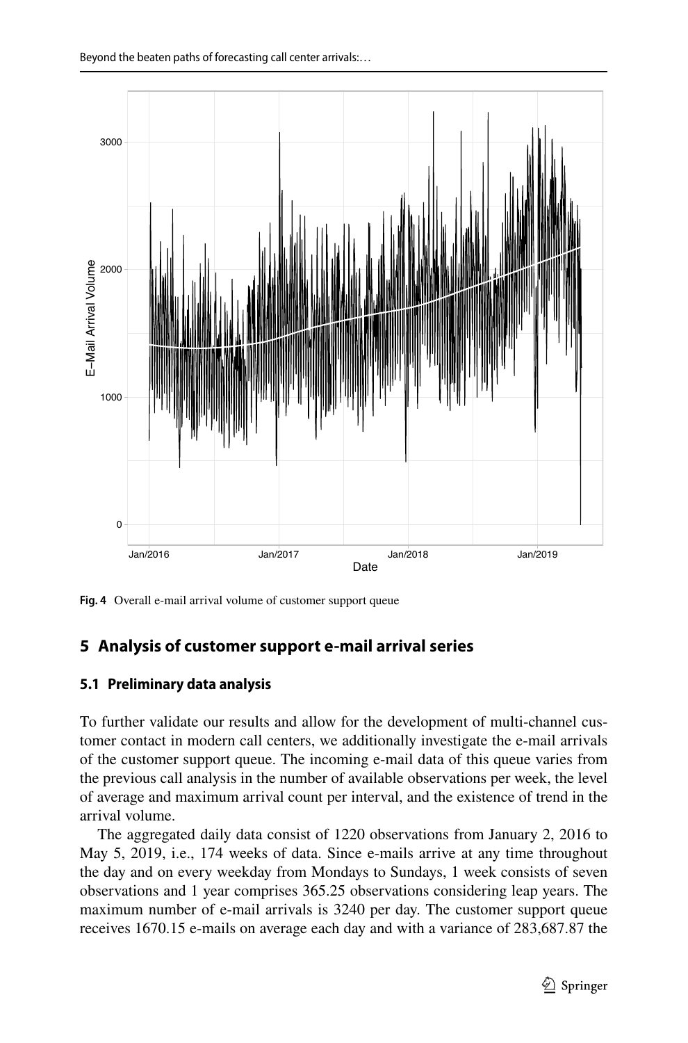Fig. 4 Overall e-mail arrival volume of customer support queue

## 5 Analysis of customer support e-mail arrival series

### 5.1 Preliminary data analysis

To further validate our results and allow for the development of multi-channel customer contact in modern call centers, we additionally investigate the e-mail arrivals of the customer support queue. The incoming e-mail data of this queue varies from the previous call analysis in the number of available observations per week, the level of average and maximum arrival count per interval, and the existence of trend in the arrival volume.

The aggregated daily data consist of 1220 observations from January 2, 2016 to May 5, 2019, i.e., 174 weeks of data. Since e-mails arrive at any time throughout the day and on every weekday from Mondays to Sundays, 1 week consists of seven observations and 1 year comprises 365.25 observations considering leap years. The maximum number of e-mail arrivals is 3240 per day. The customer support queue receives 1670.15 e-mails on average each day and with a variance of 283,687.87 the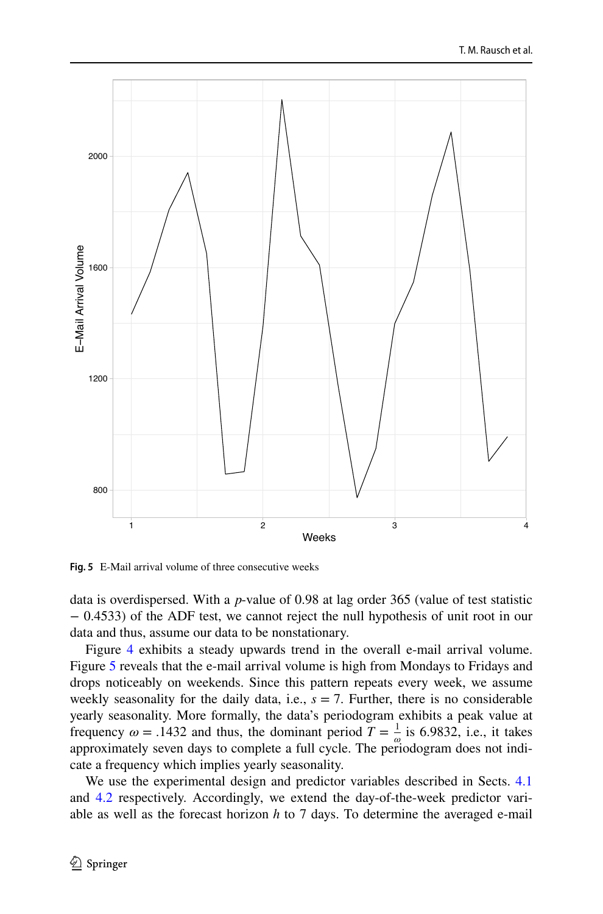Fig. 5 E-Mail arrival volume of three consecutive weeks

data is overdispersed. With a $p$-value of 0.98 at lag order 365 (value of test statistic $-$ 0.4533) of the ADF test, we cannot reject the null hypothesis of unit root in our data and thus, assume our data to be nonstationary.

Figure 4 exhibits a steady upwards trend in the overall e-mail arrival volume. Figure 5 reveals that the e-mail arrival volume is high from Mondays to Fridays and drops noticeably on weekends. Since this pattern repeats every week, we assume weekly seasonality for the daily data, i.e., $s = 7$. Further, there is no considerable yearly seasonality. More formally, the data's periodogram exhibits a peak value at frequency $\omega = .1432$ and thus, the dominant period $T = \frac{1}{\omega}$ is 6.9832, i.e., it takes approximately seven days to complete a full cycle. The periodogram does not indicate a frequency which implies yearly seasonality.

We use the experimental design and predictor variables described in Sects. 4.1 and 4.2 respectively. Accordingly, we extend the day-of-the-week predictor variable as well as the forecast horizon $h$ to 7 days. To determine the averaged e-mail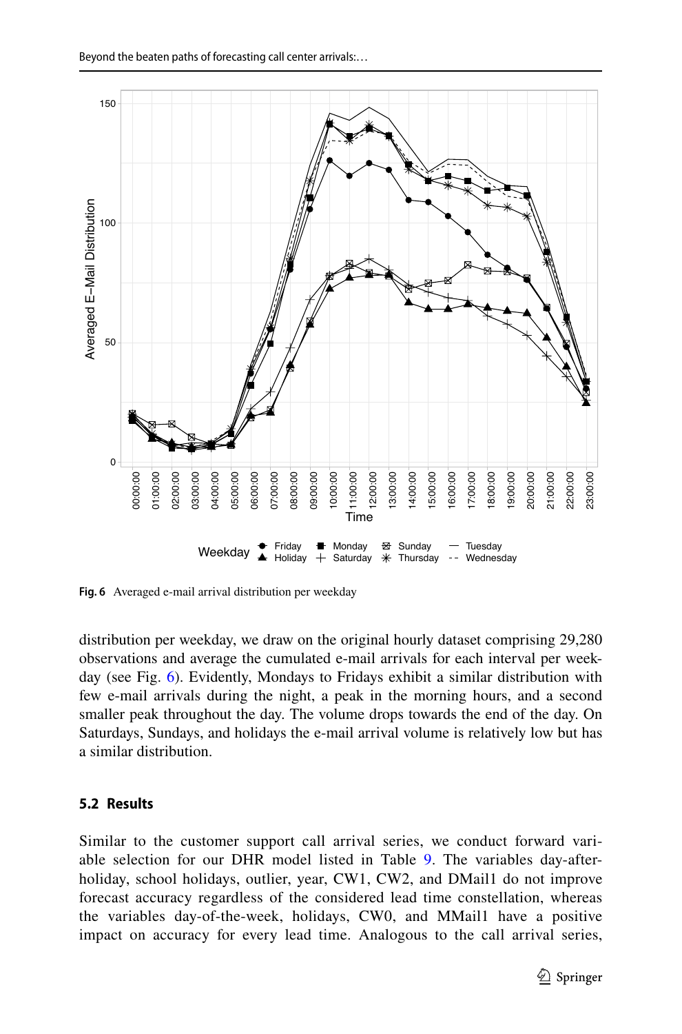Fig. 6 Averaged e-mail arrival distribution per weekday

distribution per weekday, we draw on the original hourly dataset comprising 29,280 observations and average the cumulated e-mail arrivals for each interval per weekday (see Fig. 6). Evidently, Mondays to Fridays exhibit a similar distribution with few e-mail arrivals during the night, a peak in the morning hours, and a second smaller peak throughout the day. The volume drops towards the end of the day. On Saturdays, Sundays, and holidays the e-mail arrival volume is relatively low but has a similar distribution.

### 5.2 Results

Similar to the customer support call arrival series, we conduct forward variable selection for our DHR model listed in Table 9. The variables day-after-holiday, school holidays, outlier, year, CW1, CW2, and DMail1 do not improve forecast accuracy regardless of the considered lead time constellation, whereas the variables day-of-the-week, holidays, CW0, and MMail1 have a positive impact on accuracy for every lead time. Analogous to the call arrival series,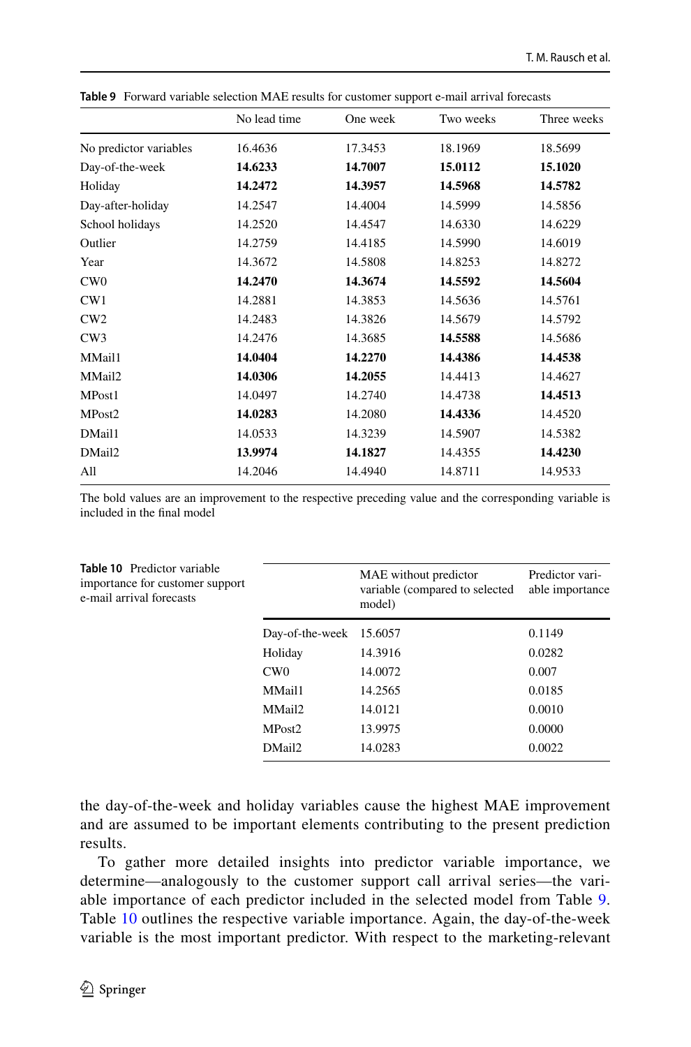**Table 9** Forward variable selection MAE results for customer support e-mail arrival forecasts

| | No lead time | One week | Two weeks | Three weeks |
|---|---|---|---|---|
| No predictor variables | 16.4636 | 17.3453 | 18.1969 | 18.5699 |
| Day-of-the-week | **14.6233** | **14.7007** | **15.0112** | **15.1020** |
| Holiday | **14.2472** | **14.3957** | **14.5968** | **14.5782** |
| Day-after-holiday | 14.2547 | 14.4004 | 14.5999 | 14.5856 |
| School holidays | 14.2520 | 14.4547 | 14.6330 | 14.6229 |
| Outlier | 14.2759 | 14.4185 | 14.5990 | 14.6019 |
| Year | 14.3672 | 14.5808 | 14.8253 | 14.8272 |
| CW0 | **14.2470** | **14.3674** | **14.5592** | **14.5604** |
| CW1 | 14.2881 | 14.3853 | 14.5636 | 14.5761 |
| CW2 | 14.2483 | 14.3826 | 14.5679 | 14.5792 |
| CW3 | 14.2476 | 14.3685 | **14.5588** | 14.5686 |
| MMail1 | **14.0404** | **14.2270** | **14.4386** | **14.4538** |
| MMail2 | **14.0306** | **14.2055** | 14.4413 | 14.4627 |
| MPost1 | 14.0497 | 14.2740 | 14.4738 | **14.4513** |
| MPost2 | **14.0283** | 14.2080 | **14.4336** | 14.4520 |
| DMail1 | 14.0533 | 14.3239 | 14.5907 | 14.5382 |
| DMail2 | **13.9974** | **14.1827** | 14.4355 | **14.4230** |
| All | 14.2046 | 14.4940 | 14.8711 | 14.9533 |

The bold values are an improvement to the respective preceding value and the corresponding variable is included in the final model

**Table 10** Predictor variable importance for customer support e-mail arrival forecasts

| | MAE without predictor variable (compared to selected model) | Predictor variable importance |
|---|---|---|
| Day-of-the-week | 15.6057 | 0.1149 |
| Holiday | 14.3916 | 0.0282 |
| CW0 | 14.0072 | 0.007 |
| MMail1 | 14.2565 | 0.0185 |
| MMail2 | 14.0121 | 0.0010 |
| MPost2 | 13.9975 | 0.0000 |
| DMail2 | 14.0283 | 0.0022 |

the day-of-the-week and holiday variables cause the highest MAE improvement and are assumed to be important elements contributing to the present prediction results.

To gather more detailed insights into predictor variable importance, we determine—analogously to the customer support call arrival series—the variable importance of each predictor included in the selected model from Table 9. Table 10 outlines the respective variable importance. Again, the day-of-the-week variable is the most important predictor. With respect to the marketing-relevant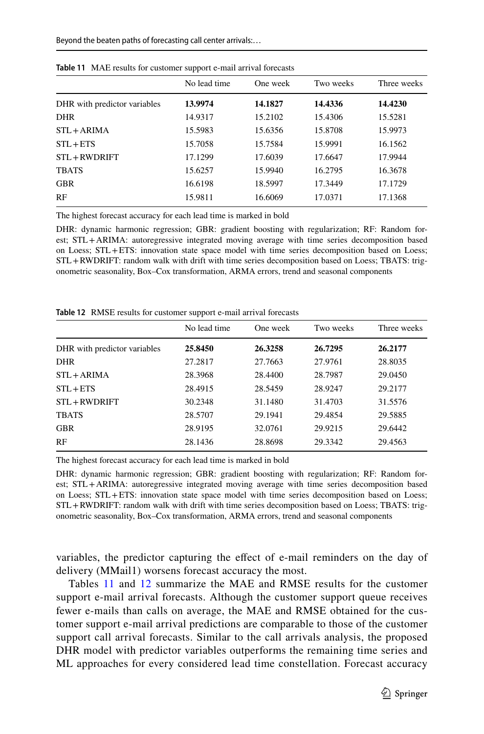**Table 11** MAE results for customer support e-mail arrival forecasts

| | No lead time | One week | Two weeks | Three weeks |
|---|---|---|---|---|
| DHR with predictor variables | **13.9974** | **14.1827** | **14.4336** | **14.4230** |
| DHR | 14.9317 | 15.2102 | 15.4306 | 15.5281 |
| STL + ARIMA | 15.5983 | 15.6356 | 15.8708 | 15.9973 |
| STL + ETS | 15.7058 | 15.7584 | 15.9991 | 16.1562 |
| STL + RWDRIFT | 17.1299 | 17.6039 | 17.6647 | 17.9944 |
| TBATS | 15.6257 | 15.9940 | 16.2795 | 16.3678 |
| GBR | 16.6198 | 18.5997 | 17.3449 | 17.1729 |
| RF | 15.9811 | 16.6069 | 17.0371 | 17.1368 |

The highest forecast accuracy for each lead time is marked in bold

DHR: dynamic harmonic regression; GBR: gradient boosting with regularization; RF: Random forest; STL + ARIMA: autoregressive integrated moving average with time series decomposition based on Loess; STL + ETS: innovation state space model with time series decomposition based on Loess; STL + RWDRIFT: random walk with drift with time series decomposition based on Loess; TBATS: trigonometric seasonality, Box–Cox transformation, ARMA errors, trend and seasonal components

**Table 12** RMSE results for customer support e-mail arrival forecasts

| | No lead time | One week | Two weeks | Three weeks |
|---|---|---|---|---|
| DHR with predictor variables | **25.8450** | **26.3258** | **26.7295** | **26.2177** |
| DHR | 27.2817 | 27.7663 | 27.9761 | 28.8035 |
| STL + ARIMA | 28.3968 | 28.4400 | 28.7987 | 29.0450 |
| STL + ETS | 28.4915 | 28.5459 | 28.9247 | 29.2177 |
| STL + RWDRIFT | 30.2348 | 31.1480 | 31.4703 | 31.5576 |
| TBATS | 28.5707 | 29.1941 | 29.4854 | 29.5885 |
| GBR | 28.9195 | 32.0761 | 29.9215 | 29.6442 |
| RF | 28.1436 | 28.8698 | 29.3342 | 29.4563 |

The highest forecast accuracy for each lead time is marked in bold

DHR: dynamic harmonic regression; GBR: gradient boosting with regularization; RF: Random forest; STL + ARIMA: autoregressive integrated moving average with time series decomposition based on Loess; STL + ETS: innovation state space model with time series decomposition based on Loess; STL + RWDRIFT: random walk with drift with time series decomposition based on Loess; TBATS: trigonometric seasonality, Box–Cox transformation, ARMA errors, trend and seasonal components

variables, the predictor capturing the effect of e-mail reminders on the day of delivery (MMail1) worsens forecast accuracy the most.

Tables 11 and 12 summarize the MAE and RMSE results for the customer support e-mail arrival forecasts. Although the customer support queue receives fewer e-mails than calls on average, the MAE and RMSE obtained for the customer support e-mail arrival predictions are comparable to those of the customer support call arrival forecasts. Similar to the call arrivals analysis, the proposed DHR model with predictor variables outperforms the remaining time series and ML approaches for every considered lead time constellation. Forecast accuracy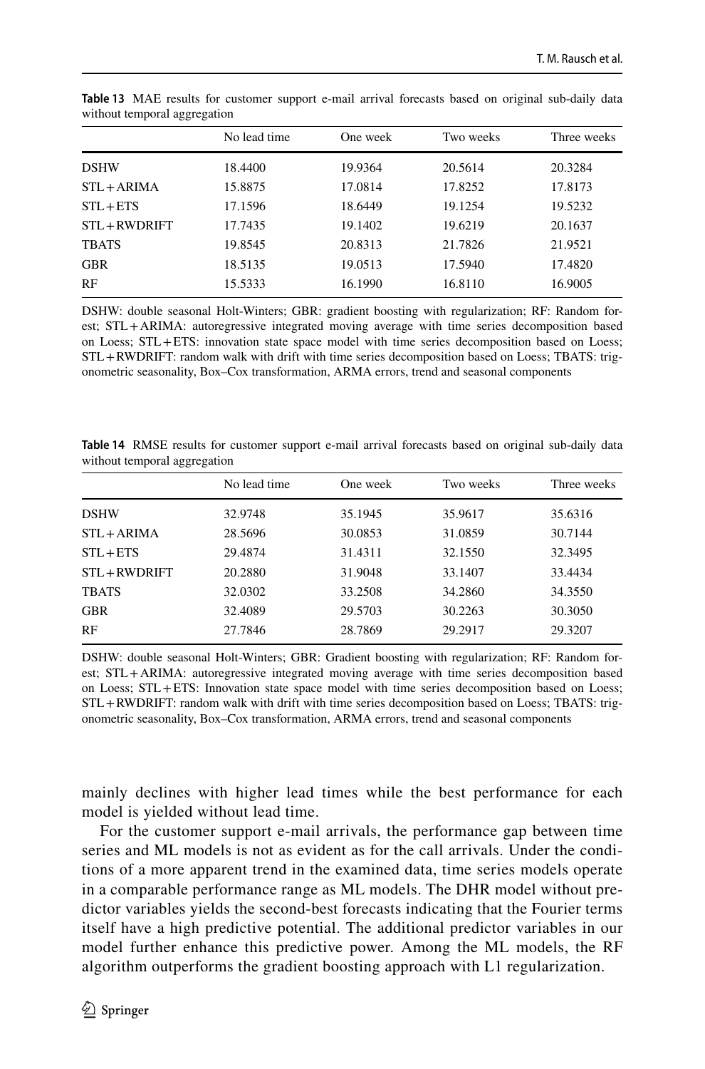**Table 13** MAE results for customer support e-mail arrival forecasts based on original sub-daily data without temporal aggregation

| | No lead time | One week | Two weeks | Three weeks |
|---|---|---|---|---|
| DSHW | 18.4400 | 19.9364 | 20.5614 | 20.3284 |
| STL + ARIMA | 15.8875 | 17.0814 | 17.8252 | 17.8173 |
| STL + ETS | 17.1596 | 18.6449 | 19.1254 | 19.5232 |
| STL + RWDRIFT | 17.7435 | 19.1402 | 19.6219 | 20.1637 |
| TBATS | 19.8545 | 20.8313 | 21.7826 | 21.9521 |
| GBR | 18.5135 | 19.0513 | 17.5940 | 17.4820 |
| RF | 15.5333 | 16.1990 | 16.8110 | 16.9005 |

DSHW: double seasonal Holt-Winters; GBR: gradient boosting with regularization; RF: Random forest; STL + ARIMA: autoregressive integrated moving average with time series decomposition based on Loess; STL + ETS: innovation state space model with time series decomposition based on Loess; STL + RWDRIFT: random walk with drift with time series decomposition based on Loess; TBATS: trigonometric seasonality, Box–Cox transformation, ARMA errors, trend and seasonal components

**Table 14** RMSE results for customer support e-mail arrival forecasts based on original sub-daily data without temporal aggregation

| | No lead time | One week | Two weeks | Three weeks |
|---|---|---|---|---|
| DSHW | 32.9748 | 35.1945 | 35.9617 | 35.6316 |
| STL + ARIMA | 28.5696 | 30.0853 | 31.0859 | 30.7144 |
| STL + ETS | 29.4874 | 31.4311 | 32.1550 | 32.3495 |
| STL + RWDRIFT | 20.2880 | 31.9048 | 33.1407 | 33.4434 |
| TBATS | 32.0302 | 33.2508 | 34.2860 | 34.3550 |
| GBR | 32.4089 | 29.5703 | 30.2263 | 30.3050 |
| RF | 27.7846 | 28.7869 | 29.2917 | 29.3207 |

DSHW: double seasonal Holt-Winters; GBR: Gradient boosting with regularization; RF: Random forest; STL + ARIMA: autoregressive integrated moving average with time series decomposition based on Loess; STL + ETS: Innovation state space model with time series decomposition based on Loess; STL + RWDRIFT: random walk with drift with time series decomposition based on Loess; TBATS: trigonometric seasonality, Box–Cox transformation, ARMA errors, trend and seasonal components

mainly declines with higher lead times while the best performance for each model is yielded without lead time.

For the customer support e-mail arrivals, the performance gap between time series and ML models is not as evident as for the call arrivals. Under the conditions of a more apparent trend in the examined data, time series models operate in a comparable performance range as ML models. The DHR model without predictor variables yields the second-best forecasts indicating that the Fourier terms itself have a high predictive potential. The additional predictor variables in our model further enhance this predictive power. Among the ML models, the RF algorithm outperforms the gradient boosting approach with L1 regularization.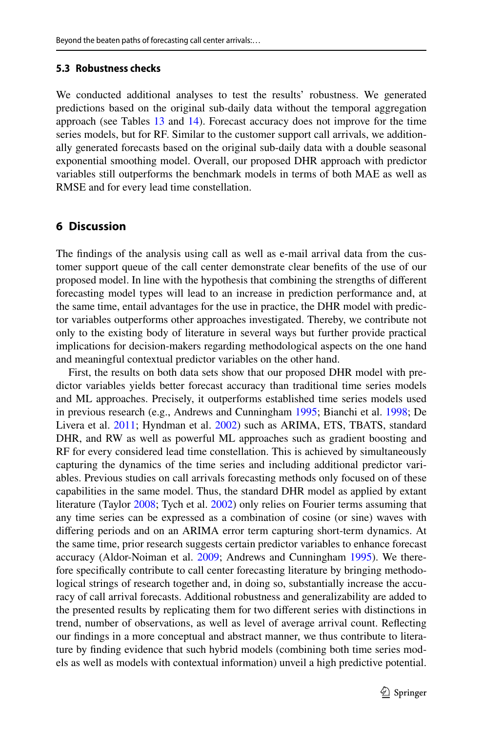### 5.3 Robustness checks

We conducted additional analyses to test the results' robustness. We generated predictions based on the original sub-daily data without the temporal aggregation approach (see Tables 13 and 14). Forecast accuracy does not improve for the time series models, but for RF. Similar to the customer support call arrivals, we additionally generated forecasts based on the original sub-daily data with a double seasonal exponential smoothing model. Overall, our proposed DHR approach with predictor variables still outperforms the benchmark models in terms of both MAE as well as RMSE and for every lead time constellation.

## 6 Discussion

The findings of the analysis using call as well as e-mail arrival data from the customer support queue of the call center demonstrate clear benefits of the use of our proposed model. In line with the hypothesis that combining the strengths of different forecasting model types will lead to an increase in prediction performance and, at the same time, entail advantages for the use in practice, the DHR model with predictor variables outperforms other approaches investigated. Thereby, we contribute not only to the existing body of literature in several ways but further provide practical implications for decision-makers regarding methodological aspects on the one hand and meaningful contextual predictor variables on the other hand.

First, the results on both data sets show that our proposed DHR model with predictor variables yields better forecast accuracy than traditional time series models and ML approaches. Precisely, it outperforms established time series models used in previous research (e.g., Andrews and Cunningham 1995; Bianchi et al. 1998; De Livera et al. 2011; Hyndman et al. 2002) such as ARIMA, ETS, TBATS, standard DHR, and RW as well as powerful ML approaches such as gradient boosting and RF for every considered lead time constellation. This is achieved by simultaneously capturing the dynamics of the time series and including additional predictor variables. Previous studies on call arrivals forecasting methods only focused on of these capabilities in the same model. Thus, the standard DHR model as applied by extant literature (Taylor 2008; Tych et al. 2002) only relies on Fourier terms assuming that any time series can be expressed as a combination of cosine (or sine) waves with differing periods and on an ARIMA error term capturing short-term dynamics. At the same time, prior research suggests certain predictor variables to enhance forecast accuracy (Aldor-Noiman et al. 2009; Andrews and Cunningham 1995). We therefore specifically contribute to call center forecasting literature by bringing methodological strings of research together and, in doing so, substantially increase the accuracy of call arrival forecasts. Additional robustness and generalizability are added to the presented results by replicating them for two different series with distinctions in trend, number of observations, as well as level of average arrival count. Reflecting our findings in a more conceptual and abstract manner, we thus contribute to literature by finding evidence that such hybrid models (combining both time series models as well as models with contextual information) unveil a high predictive potential.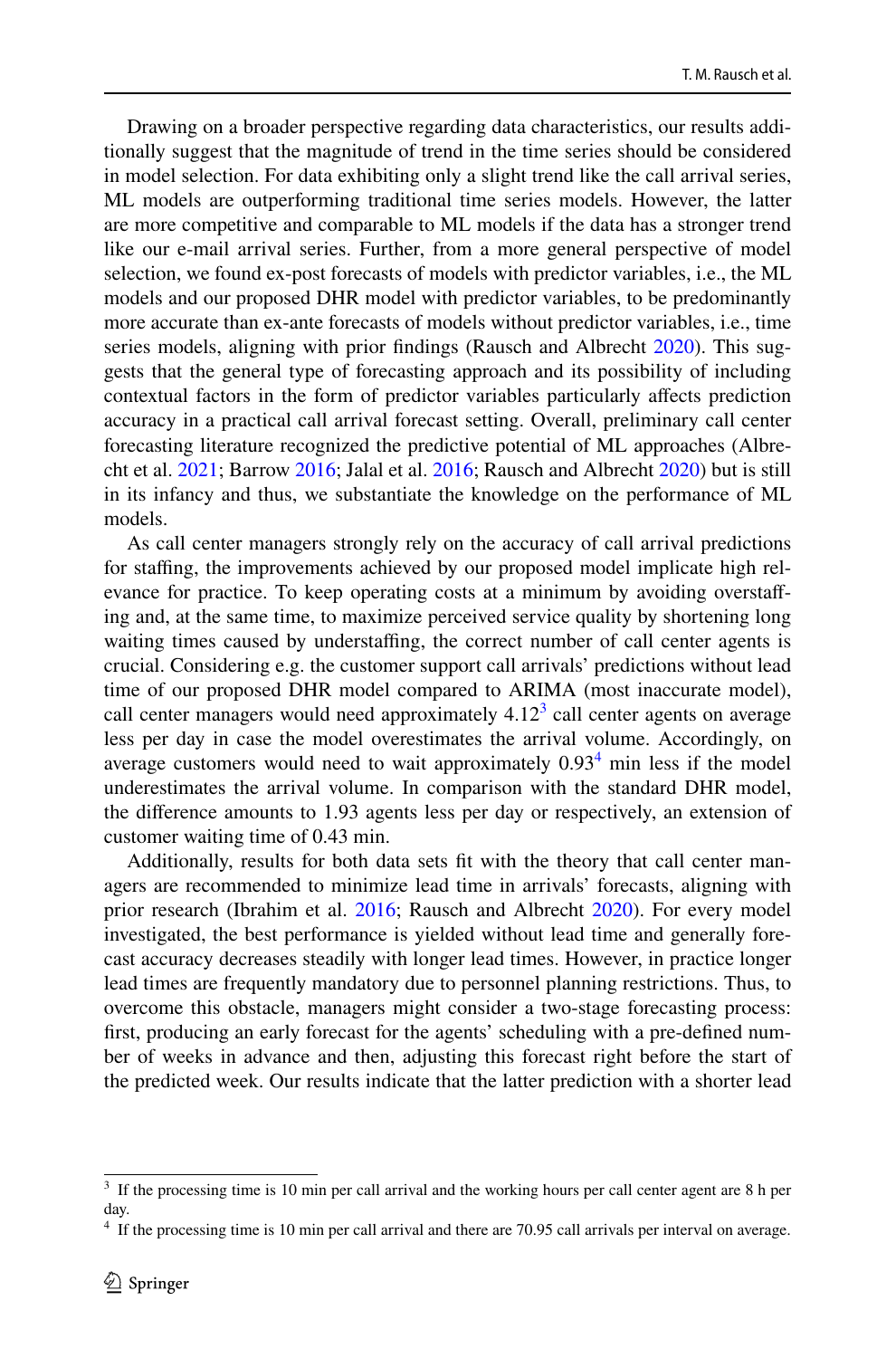Drawing on a broader perspective regarding data characteristics, our results additionally suggest that the magnitude of trend in the time series should be considered in model selection. For data exhibiting only a slight trend like the call arrival series, ML models are outperforming traditional time series models. However, the latter are more competitive and comparable to ML models if the data has a stronger trend like our e-mail arrival series. Further, from a more general perspective of model selection, we found ex-post forecasts of models with predictor variables, i.e., the ML models and our proposed DHR model with predictor variables, to be predominantly more accurate than ex-ante forecasts of models without predictor variables, i.e., time series models, aligning with prior findings (Rausch and Albrecht 2020). This suggests that the general type of forecasting approach and its possibility of including contextual factors in the form of predictor variables particularly affects prediction accuracy in a practical call arrival forecast setting. Overall, preliminary call center forecasting literature recognized the predictive potential of ML approaches (Albrecht et al. 2021; Barrow 2016; Jalal et al. 2016; Rausch and Albrecht 2020) but is still in its infancy and thus, we substantiate the knowledge on the performance of ML models.

As call center managers strongly rely on the accuracy of call arrival predictions for staffing, the improvements achieved by our proposed model implicate high relevance for practice. To keep operating costs at a minimum by avoiding overstaffing and, at the same time, to maximize perceived service quality by shortening long waiting times caused by understaffing, the correct number of call center agents is crucial. Considering e.g. the customer support call arrivals' predictions without lead time of our proposed DHR model compared to ARIMA (most inaccurate model), call center managers would need approximately 4.12[3] call center agents on average less per day in case the model overestimates the arrival volume. Accordingly, on average customers would need to wait approximately 0.93[4] min less if the model underestimates the arrival volume. In comparison with the standard DHR model, the difference amounts to 1.93 agents less per day or respectively, an extension of customer waiting time of 0.43 min.

Additionally, results for both data sets fit with the theory that call center managers are recommended to minimize lead time in arrivals' forecasts, aligning with prior research (Ibrahim et al. 2016; Rausch and Albrecht 2020). For every model investigated, the best performance is yielded without lead time and generally forecast accuracy decreases steadily with longer lead times. However, in practice longer lead times are frequently mandatory due to personnel planning restrictions. Thus, to overcome this obstacle, managers might consider a two-stage forecasting process: first, producing an early forecast for the agents' scheduling with a pre-defined number of weeks in advance and then, adjusting this forecast right before the start of the predicted week. Our results indicate that the latter prediction with a shorter lead

[3] If the processing time is 10 min per call arrival and the working hours per call center agent are 8 h per day.

[4] If the processing time is 10 min per call arrival and there are 70.95 call arrivals per interval on average.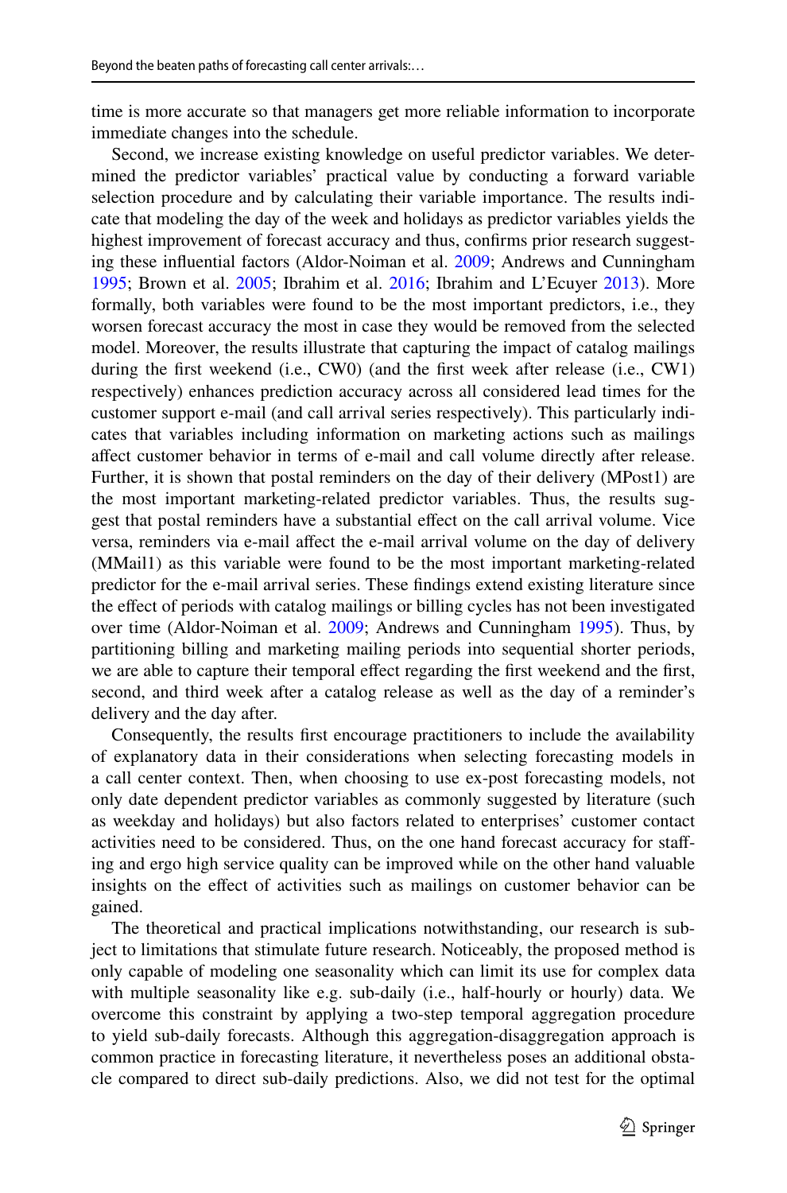time is more accurate so that managers get more reliable information to incorporate immediate changes into the schedule.

Second, we increase existing knowledge on useful predictor variables. We determined the predictor variables' practical value by conducting a forward variable selection procedure and by calculating their variable importance. The results indicate that modeling the day of the week and holidays as predictor variables yields the highest improvement of forecast accuracy and thus, confirms prior research suggesting these influential factors (Aldor-Noiman et al. 2009; Andrews and Cunningham 1995; Brown et al. 2005; Ibrahim et al. 2016; Ibrahim and L'Ecuyer 2013). More formally, both variables were found to be the most important predictors, i.e., they worsen forecast accuracy the most in case they would be removed from the selected model. Moreover, the results illustrate that capturing the impact of catalog mailings during the first weekend (i.e., CW0) (and the first week after release (i.e., CW1) respectively) enhances prediction accuracy across all considered lead times for the customer support e-mail (and call arrival series respectively). This particularly indicates that variables including information on marketing actions such as mailings affect customer behavior in terms of e-mail and call volume directly after release. Further, it is shown that postal reminders on the day of their delivery (MPost1) are the most important marketing-related predictor variables. Thus, the results suggest that postal reminders have a substantial effect on the call arrival volume. Vice versa, reminders via e-mail affect the e-mail arrival volume on the day of delivery (MMail1) as this variable were found to be the most important marketing-related predictor for the e-mail arrival series. These findings extend existing literature since the effect of periods with catalog mailings or billing cycles has not been investigated over time (Aldor-Noiman et al. 2009; Andrews and Cunningham 1995). Thus, by partitioning billing and marketing mailing periods into sequential shorter periods, we are able to capture their temporal effect regarding the first weekend and the first, second, and third week after a catalog release as well as the day of a reminder's delivery and the day after.

Consequently, the results first encourage practitioners to include the availability of explanatory data in their considerations when selecting forecasting models in a call center context. Then, when choosing to use ex-post forecasting models, not only date dependent predictor variables as commonly suggested by literature (such as weekday and holidays) but also factors related to enterprises' customer contact activities need to be considered. Thus, on the one hand forecast accuracy for staffing and ergo high service quality can be improved while on the other hand valuable insights on the effect of activities such as mailings on customer behavior can be gained.

The theoretical and practical implications notwithstanding, our research is subject to limitations that stimulate future research. Noticeably, the proposed method is only capable of modeling one seasonality which can limit its use for complex data with multiple seasonality like e.g. sub-daily (i.e., half-hourly or hourly) data. We overcome this constraint by applying a two-step temporal aggregation procedure to yield sub-daily forecasts. Although this aggregation-disaggregation approach is common practice in forecasting literature, it nevertheless poses an additional obstacle compared to direct sub-daily predictions. Also, we did not test for the optimal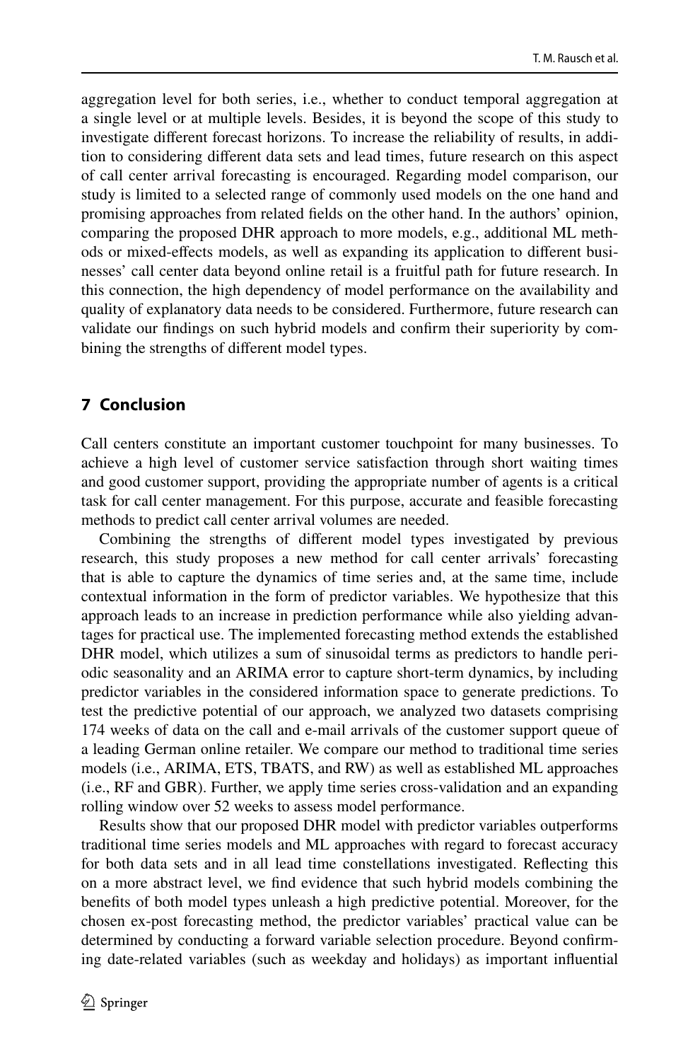aggregation level for both series, i.e., whether to conduct temporal aggregation at a single level or at multiple levels. Besides, it is beyond the scope of this study to investigate different forecast horizons. To increase the reliability of results, in addition to considering different data sets and lead times, future research on this aspect of call center arrival forecasting is encouraged. Regarding model comparison, our study is limited to a selected range of commonly used models on the one hand and promising approaches from related fields on the other hand. In the authors' opinion, comparing the proposed DHR approach to more models, e.g., additional ML methods or mixed-effects models, as well as expanding its application to different businesses' call center data beyond online retail is a fruitful path for future research. In this connection, the high dependency of model performance on the availability and quality of explanatory data needs to be considered. Furthermore, future research can validate our findings on such hybrid models and confirm their superiority by combining the strengths of different model types.

## 7 Conclusion

Call centers constitute an important customer touchpoint for many businesses. To achieve a high level of customer service satisfaction through short waiting times and good customer support, providing the appropriate number of agents is a critical task for call center management. For this purpose, accurate and feasible forecasting methods to predict call center arrival volumes are needed.

Combining the strengths of different model types investigated by previous research, this study proposes a new method for call center arrivals' forecasting that is able to capture the dynamics of time series and, at the same time, include contextual information in the form of predictor variables. We hypothesize that this approach leads to an increase in prediction performance while also yielding advantages for practical use. The implemented forecasting method extends the established DHR model, which utilizes a sum of sinusoidal terms as predictors to handle periodic seasonality and an ARIMA error to capture short-term dynamics, by including predictor variables in the considered information space to generate predictions. To test the predictive potential of our approach, we analyzed two datasets comprising 174 weeks of data on the call and e-mail arrivals of the customer support queue of a leading German online retailer. We compare our method to traditional time series models (i.e., ARIMA, ETS, TBATS, and RW) as well as established ML approaches (i.e., RF and GBR). Further, we apply time series cross-validation and an expanding rolling window over 52 weeks to assess model performance.

Results show that our proposed DHR model with predictor variables outperforms traditional time series models and ML approaches with regard to forecast accuracy for both data sets and in all lead time constellations investigated. Reflecting this on a more abstract level, we find evidence that such hybrid models combining the benefits of both model types unleash a high predictive potential. Moreover, for the chosen ex-post forecasting method, the predictor variables' practical value can be determined by conducting a forward variable selection procedure. Beyond confirming date-related variables (such as weekday and holidays) as important influential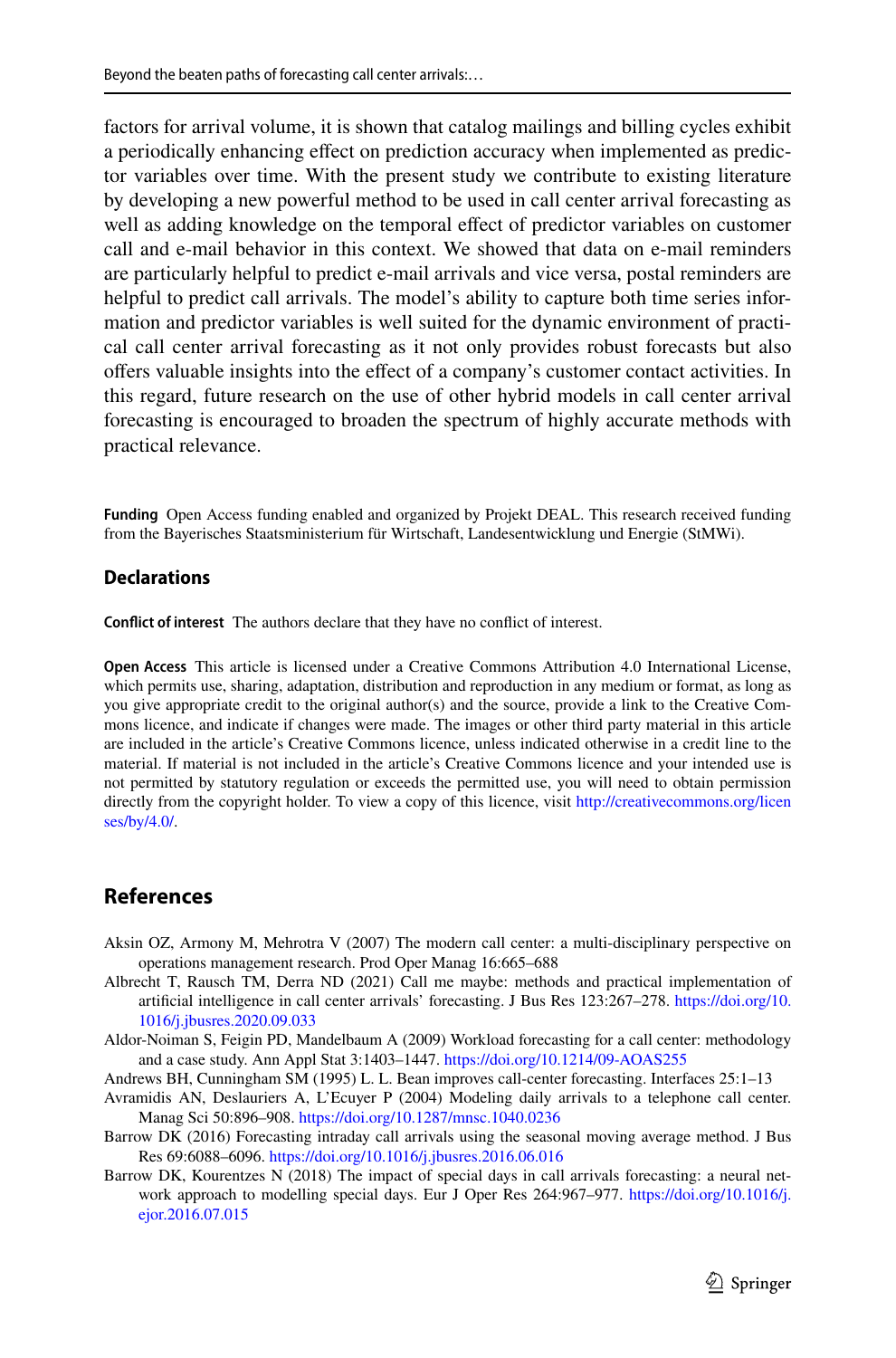factors for arrival volume, it is shown that catalog mailings and billing cycles exhibit a periodically enhancing effect on prediction accuracy when implemented as predictor variables over time. With the present study we contribute to existing literature by developing a new powerful method to be used in call center arrival forecasting as well as adding knowledge on the temporal effect of predictor variables on customer call and e-mail behavior in this context. We showed that data on e-mail reminders are particularly helpful to predict e-mail arrivals and vice versa, postal reminders are helpful to predict call arrivals. The model's ability to capture both time series information and predictor variables is well suited for the dynamic environment of practical call center arrival forecasting as it not only provides robust forecasts but also offers valuable insights into the effect of a company's customer contact activities. In this regard, future research on the use of other hybrid models in call center arrival forecasting is encouraged to broaden the spectrum of highly accurate methods with practical relevance.

**Funding** Open Access funding enabled and organized by Projekt DEAL. This research received funding from the Bayerisches Staatsministerium für Wirtschaft, Landesentwicklung und Energie (StMWi).

## Declarations

**Conflict of interest** The authors declare that they have no conflict of interest.

**Open Access** This article is licensed under a Creative Commons Attribution 4.0 International License, which permits use, sharing, adaptation, distribution and reproduction in any medium or format, as long as you give appropriate credit to the original author(s) and the source, provide a link to the Creative Commons licence, and indicate if changes were made. The images or other third party material in this article are included in the article's Creative Commons licence, unless indicated otherwise in a credit line to the material. If material is not included in the article's Creative Commons licence and your intended use is not permitted by statutory regulation or exceeds the permitted use, you will need to obtain permission directly from the copyright holder. To view a copy of this licence, visit http://creativecommons.org/licenses/by/4.0/.

## References

Aksin OZ, Armony M, Mehrotra V (2007) The modern call center: a multi-disciplinary perspective on operations management research. Prod Oper Manag 16:665–688

Albrecht T, Rausch TM, Derra ND (2021) Call me maybe: methods and practical implementation of artificial intelligence in call center arrivals' forecasting. J Bus Res 123:267–278. https://doi.org/10.1016/j.jbusres.2020.09.033

Aldor-Noiman S, Feigin PD, Mandelbaum A (2009) Workload forecasting for a call center: methodology and a case study. Ann Appl Stat 3:1403–1447. https://doi.org/10.1214/09-AOAS255

Andrews BH, Cunningham SM (1995) L. L. Bean improves call-center forecasting. Interfaces 25:1–13

Avramidis AN, Deslauriers A, L'Ecuyer P (2004) Modeling daily arrivals to a telephone call center. Manag Sci 50:896–908. https://doi.org/10.1287/mnsc.1040.0236

Barrow DK (2016) Forecasting intraday call arrivals using the seasonal moving average method. J Bus Res 69:6088–6096. https://doi.org/10.1016/j.jbusres.2016.06.016

Barrow DK, Kourentzes N (2018) The impact of special days in call arrivals forecasting: a neural network approach to modelling special days. Eur J Oper Res 264:967–977. https://doi.org/10.1016/j.ejor.2016.07.015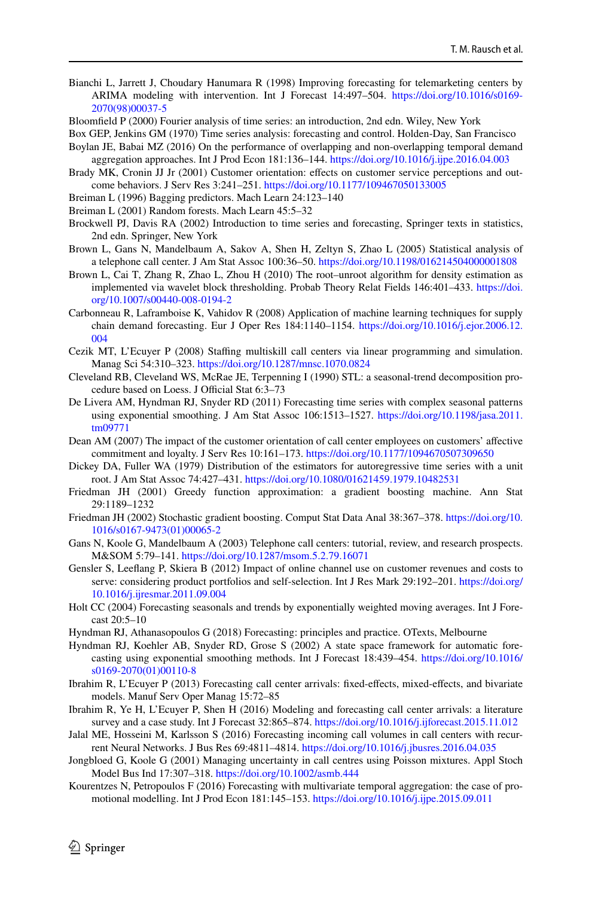Bianchi L, Jarrett J, Choudary Hanumara R (1998) Improving forecasting for telemarketing centers by ARIMA modeling with intervention. Int J Forecast 14:497–504. https://doi.org/10.1016/s0169-2070(98)00037-5

Bloomfield P (2000) Fourier analysis of time series: an introduction, 2nd edn. Wiley, New York

Box GEP, Jenkins GM (1970) Time series analysis: forecasting and control. Holden-Day, San Francisco

Boylan JE, Babai MZ (2016) On the performance of overlapping and non-overlapping temporal demand aggregation approaches. Int J Prod Econ 181:136–144. https://doi.org/10.1016/j.ijpe.2016.04.003

Brady MK, Cronin JJ Jr (2001) Customer orientation: effects on customer service perceptions and outcome behaviors. J Serv Res 3:241–251. https://doi.org/10.1177/109467050133005

Breiman L (1996) Bagging predictors. Mach Learn 24:123–140

Breiman L (2001) Random forests. Mach Learn 45:5–32

Brockwell PJ, Davis RA (2002) Introduction to time series and forecasting, Springer texts in statistics, 2nd edn. Springer, New York

Brown L, Gans N, Mandelbaum A, Sakov A, Shen H, Zeltyn S, Zhao L (2005) Statistical analysis of a telephone call center. J Am Stat Assoc 100:36–50. https://doi.org/10.1198/016214504000001808

Brown L, Cai T, Zhang R, Zhao L, Zhou H (2010) The root–unroot algorithm for density estimation as implemented via wavelet block thresholding. Probab Theory Relat Fields 146:401–433. https://doi.org/10.1007/s00440-008-0194-2

Carbonneau R, Laframboise K, Vahidov R (2008) Application of machine learning techniques for supply chain demand forecasting. Eur J Oper Res 184:1140–1154. https://doi.org/10.1016/j.ejor.2006.12.004

Cezik MT, L'Ecuyer P (2008) Staffing multiskill call centers via linear programming and simulation. Manag Sci 54:310–323. https://doi.org/10.1287/mnsc.1070.0824

Cleveland RB, Cleveland WS, McRae JE, Terpenning I (1990) STL: a seasonal-trend decomposition procedure based on Loess. J Official Stat 6:3–73

De Livera AM, Hyndman RJ, Snyder RD (2011) Forecasting time series with complex seasonal patterns using exponential smoothing. J Am Stat Assoc 106:1513–1527. https://doi.org/10.1198/jasa.2011.tm09771

Dean AM (2007) The impact of the customer orientation of call center employees on customers' affective commitment and loyalty. J Serv Res 10:161–173. https://doi.org/10.1177/1094670507309650

Dickey DA, Fuller WA (1979) Distribution of the estimators for autoregressive time series with a unit root. J Am Stat Assoc 74:427–431. https://doi.org/10.1080/01621459.1979.10482531

Friedman JH (2001) Greedy function approximation: a gradient boosting machine. Ann Stat 29:1189–1232

Friedman JH (2002) Stochastic gradient boosting. Comput Stat Data Anal 38:367–378. https://doi.org/10.1016/s0167-9473(01)00065-2

Gans N, Koole G, Mandelbaum A (2003) Telephone call centers: tutorial, review, and research prospects. M&SOM 5:79–141. https://doi.org/10.1287/msom.5.2.79.16071

Gensler S, Leeflang P, Skiera B (2012) Impact of online channel use on customer revenues and costs to serve: considering product portfolios and self-selection. Int J Res Mark 29:192–201. https://doi.org/10.1016/j.ijresmar.2011.09.004

Holt CC (2004) Forecasting seasonals and trends by exponentially weighted moving averages. Int J Forecast 20:5–10

Hyndman RJ, Athanasopoulos G (2018) Forecasting: principles and practice. OTexts, Melbourne

Hyndman RJ, Koehler AB, Snyder RD, Grose S (2002) A state space framework for automatic forecasting using exponential smoothing methods. Int J Forecast 18:439–454. https://doi.org/10.1016/s0169-2070(01)00110-8

Ibrahim R, L'Ecuyer P (2013) Forecasting call center arrivals: fixed-effects, mixed-effects, and bivariate models. Manuf Serv Oper Manag 15:72–85

Ibrahim R, Ye H, L'Ecuyer P, Shen H (2016) Modeling and forecasting call center arrivals: a literature survey and a case study. Int J Forecast 32:865–874. https://doi.org/10.1016/j.ijforecast.2015.11.012

Jalal ME, Hosseini M, Karlsson S (2016) Forecasting incoming call volumes in call centers with recurrent Neural Networks. J Bus Res 69:4811–4814. https://doi.org/10.1016/j.jbusres.2016.04.035

Jongbloed G, Koole G (2001) Managing uncertainty in call centres using Poisson mixtures. Appl Stoch Model Bus Ind 17:307–318. https://doi.org/10.1002/asmb.444

Kourentzes N, Petropoulos F (2016) Forecasting with multivariate temporal aggregation: the case of promotional modelling. Int J Prod Econ 181:145–153. https://doi.org/10.1016/j.ijpe.2015.09.011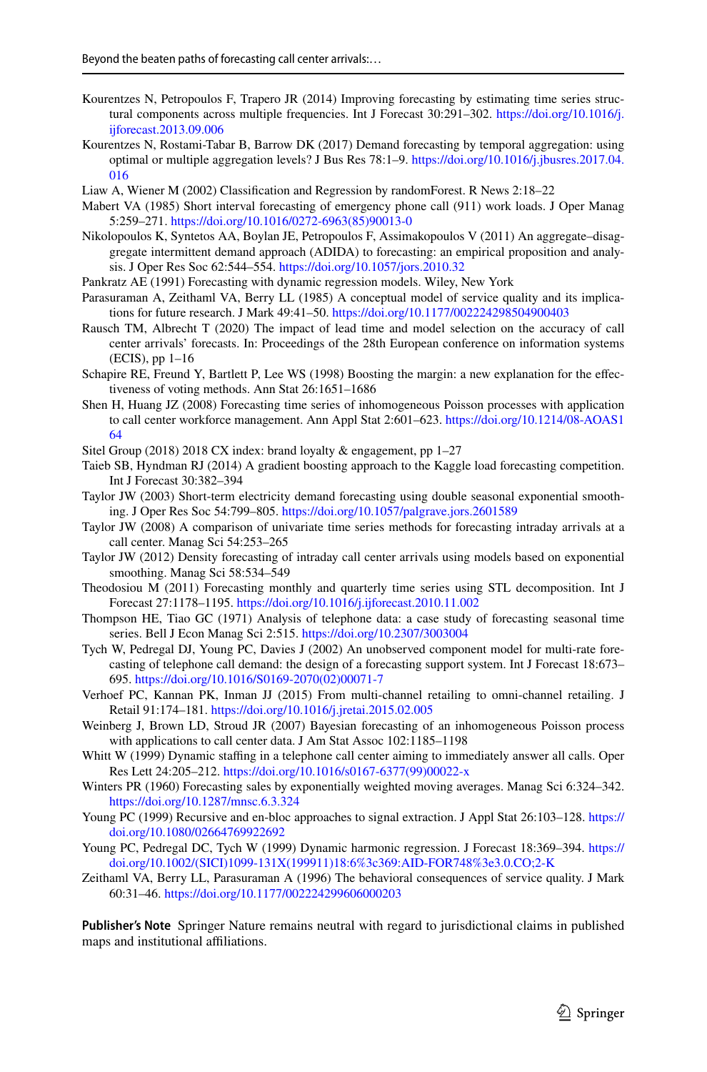Kourentzes N, Petropoulos F, Trapero JR (2014) Improving forecasting by estimating time series structural components across multiple frequencies. Int J Forecast 30:291–302. https://doi.org/10.1016/j.ijforecast.2013.09.006

Kourentzes N, Rostami-Tabar B, Barrow DK (2017) Demand forecasting by temporal aggregation: using optimal or multiple aggregation levels? J Bus Res 78:1–9. https://doi.org/10.1016/j.jbusres.2017.04.016

Liaw A, Wiener M (2002) Classification and Regression by randomForest. R News 2:18–22

Mabert VA (1985) Short interval forecasting of emergency phone call (911) work loads. J Oper Manag 5:259–271. https://doi.org/10.1016/0272-6963(85)90013-0

Nikolopoulos K, Syntetos AA, Boylan JE, Petropoulos F, Assimakopoulos V (2011) An aggregate–disaggregate intermittent demand approach (ADIDA) to forecasting: an empirical proposition and analysis. J Oper Res Soc 62:544–554. https://doi.org/10.1057/jors.2010.32

Pankratz AE (1991) Forecasting with dynamic regression models. Wiley, New York

Parasuraman A, Zeithaml VA, Berry LL (1985) A conceptual model of service quality and its implications for future research. J Mark 49:41–50. https://doi.org/10.1177/002224298504900403

Rausch TM, Albrecht T (2020) The impact of lead time and model selection on the accuracy of call center arrivals' forecasts. In: Proceedings of the 28th European conference on information systems (ECIS), pp 1–16

Schapire RE, Freund Y, Bartlett P, Lee WS (1998) Boosting the margin: a new explanation for the effectiveness of voting methods. Ann Stat 26:1651–1686

Shen H, Huang JZ (2008) Forecasting time series of inhomogeneous Poisson processes with application to call center workforce management. Ann Appl Stat 2:601–623. https://doi.org/10.1214/08-AOAS164

Sitel Group (2018) 2018 CX index: brand loyalty & engagement, pp 1–27

Taieb SB, Hyndman RJ (2014) A gradient boosting approach to the Kaggle load forecasting competition. Int J Forecast 30:382–394

Taylor JW (2003) Short-term electricity demand forecasting using double seasonal exponential smoothing. J Oper Res Soc 54:799–805. https://doi.org/10.1057/palgrave.jors.2601589

Taylor JW (2008) A comparison of univariate time series methods for forecasting intraday arrivals at a call center. Manag Sci 54:253–265

Taylor JW (2012) Density forecasting of intraday call center arrivals using models based on exponential smoothing. Manag Sci 58:534–549

Theodosiou M (2011) Forecasting monthly and quarterly time series using STL decomposition. Int J Forecast 27:1178–1195. https://doi.org/10.1016/j.ijforecast.2010.11.002

Thompson HE, Tiao GC (1971) Analysis of telephone data: a case study of forecasting seasonal time series. Bell J Econ Manag Sci 2:515. https://doi.org/10.2307/3003004

Tych W, Pedregal DJ, Young PC, Davies J (2002) An unobserved component model for multi-rate forecasting of telephone call demand: the design of a forecasting support system. Int J Forecast 18:673–695. https://doi.org/10.1016/S0169-2070(02)00071-7

Verhoef PC, Kannan PK, Inman JJ (2015) From multi-channel retailing to omni-channel retailing. J Retail 91:174–181. https://doi.org/10.1016/j.jretai.2015.02.005

Weinberg J, Brown LD, Stroud JR (2007) Bayesian forecasting of an inhomogeneous Poisson process with applications to call center data. J Am Stat Assoc 102:1185–1198

Whitt W (1999) Dynamic staffing in a telephone call center aiming to immediately answer all calls. Oper Res Lett 24:205–212. https://doi.org/10.1016/s0167-6377(99)00022-x

Winters PR (1960) Forecasting sales by exponentially weighted moving averages. Manag Sci 6:324–342. https://doi.org/10.1287/mnsc.6.3.324

Young PC (1999) Recursive and en-bloc approaches to signal extraction. J Appl Stat 26:103–128. https://doi.org/10.1080/02664769922692

Young PC, Pedregal DC, Tych W (1999) Dynamic harmonic regression. J Forecast 18:369–394. https://doi.org/10.1002/(SICI)1099-131X(199911)18:6%3c369:AID-FOR748%3e3.0.CO;2-K

Zeithaml VA, Berry LL, Parasuraman A (1996) The behavioral consequences of service quality. J Mark 60:31–46. https://doi.org/10.1177/002224299606000203

**Publisher's Note** Springer Nature remains neutral with regard to jurisdictional claims in published maps and institutional affiliations.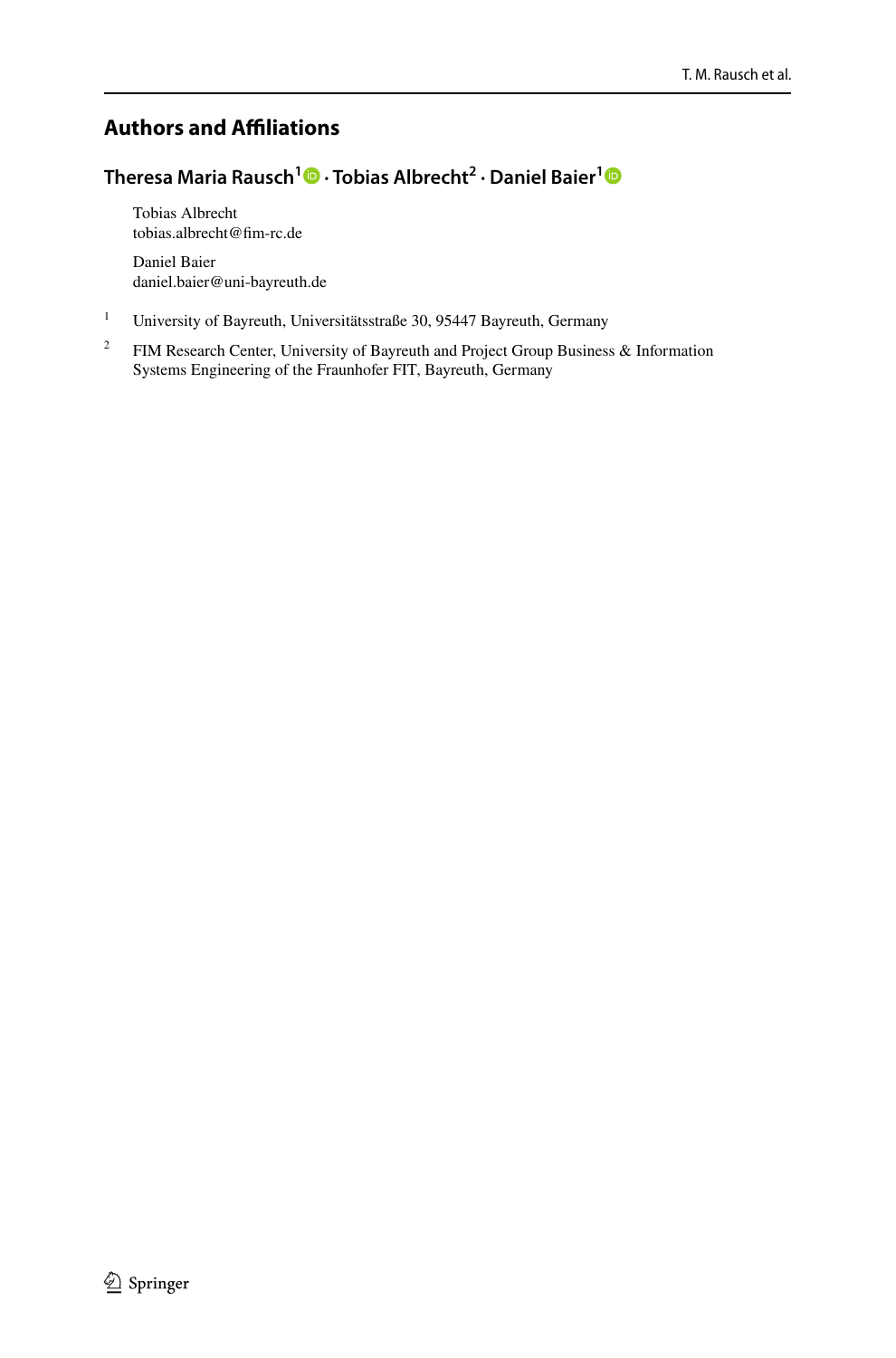## Authors and Affiliations

**Theresa Maria Rausch**[1] **· Tobias Albrecht**[2] **· Daniel Baier**[1]

Tobias Albrecht
tobias.albrecht@fim-rc.de

Daniel Baier
daniel.baier@uni-bayreuth.de

[1] University of Bayreuth, Universitätsstraße 30, 95447 Bayreuth, Germany

[2] FIM Research Center, University of Bayreuth and Project Group Business & Information Systems Engineering of the Fraunhofer FIT, Bayreuth, Germany